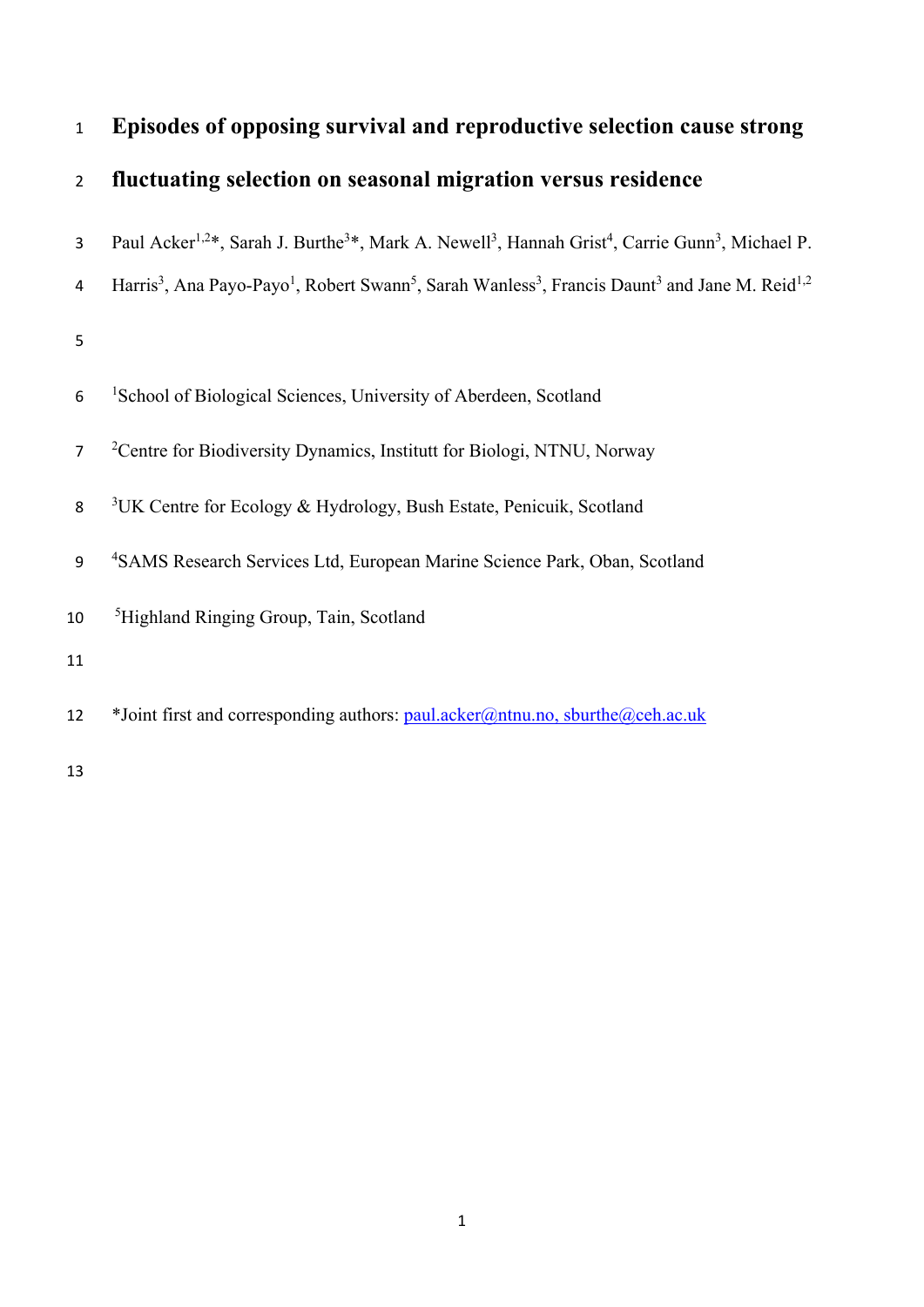# Episodes of opposing survival and reproductive selection cause strong fluctuating selection on seasonal migration versus residence

Paul Acker[1,2]*, Sarah J. Burthe[3]*, Mark A. Newell[3], Hannah Grist[4], Carrie Gunn[3], Michael P. Harris[3], Ana Payo-Payo[1], Robert Swann[5], Sarah Wanless[3], Francis Daunt[3] and Jane M. Reid[1,2]

[1]School of Biological Sciences, University of Aberdeen, Scotland

[2]Centre for Biodiversity Dynamics, Institutt for Biologi, NTNU, Norway

[3]UK Centre for Ecology & Hydrology, Bush Estate, Penicuik, Scotland

[4]SAMS Research Services Ltd, European Marine Science Park, Oban, Scotland

[5]Highland Ringing Group, Tain, Scotland

*Joint first and corresponding authors: paul.acker@ntnu.no, sburthe@ceh.ac.uk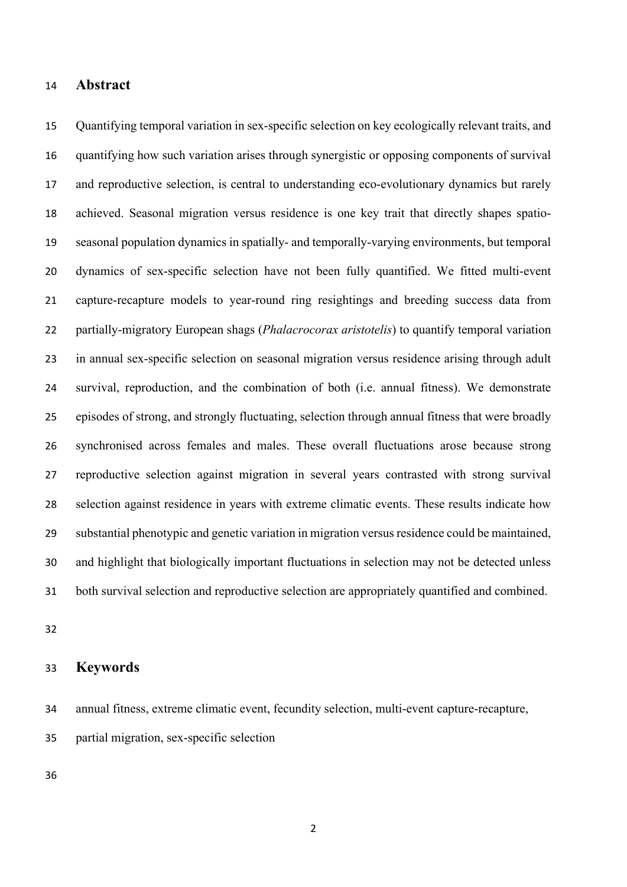## Abstract

Quantifying temporal variation in sex-specific selection on key ecologically relevant traits, and quantifying how such variation arises through synergistic or opposing components of survival and reproductive selection, is central to understanding eco-evolutionary dynamics but rarely achieved. Seasonal migration versus residence is one key trait that directly shapes spatio-seasonal population dynamics in spatially- and temporally-varying environments, but temporal dynamics of sex-specific selection have not been fully quantified. We fitted multi-event capture-recapture models to year-round ring resightings and breeding success data from partially-migratory European shags (*Phalacrocorax aristotelis*) to quantify temporal variation in annual sex-specific selection on seasonal migration versus residence arising through adult survival, reproduction, and the combination of both (i.e. annual fitness). We demonstrate episodes of strong, and strongly fluctuating, selection through annual fitness that were broadly synchronised across females and males. These overall fluctuations arose because strong reproductive selection against migration in several years contrasted with strong survival selection against residence in years with extreme climatic events. These results indicate how substantial phenotypic and genetic variation in migration versus residence could be maintained, and highlight that biologically important fluctuations in selection may not be detected unless both survival selection and reproductive selection are appropriately quantified and combined.

## Keywords

annual fitness, extreme climatic event, fecundity selection, multi-event capture-recapture, partial migration, sex-specific selection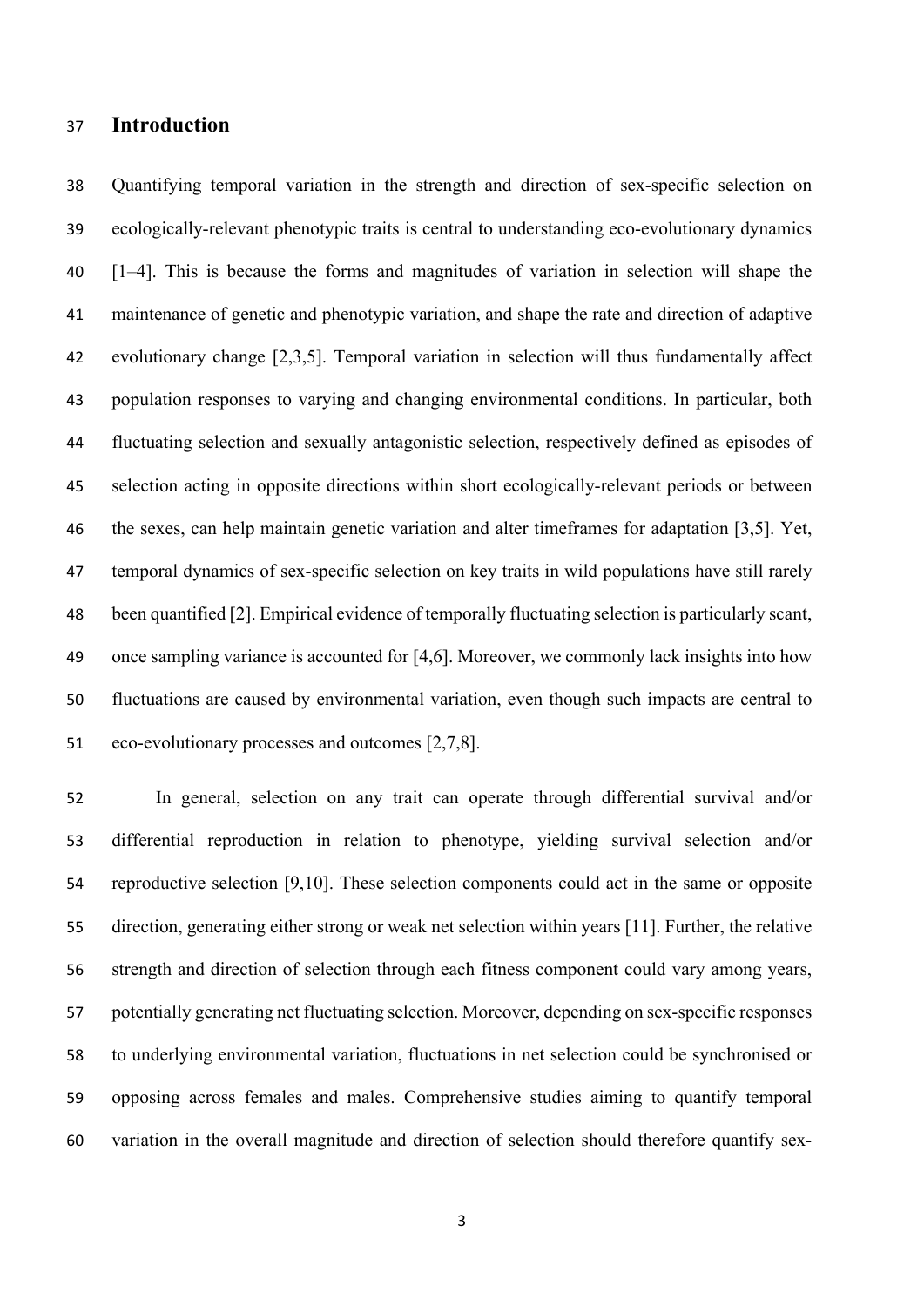## Introduction

Quantifying temporal variation in the strength and direction of sex-specific selection on ecologically-relevant phenotypic traits is central to understanding eco-evolutionary dynamics [1–4]. This is because the forms and magnitudes of variation in selection will shape the maintenance of genetic and phenotypic variation, and shape the rate and direction of adaptive evolutionary change [2,3,5]. Temporal variation in selection will thus fundamentally affect population responses to varying and changing environmental conditions. In particular, both fluctuating selection and sexually antagonistic selection, respectively defined as episodes of selection acting in opposite directions within short ecologically-relevant periods or between the sexes, can help maintain genetic variation and alter timeframes for adaptation [3,5]. Yet, temporal dynamics of sex-specific selection on key traits in wild populations have still rarely been quantified [2]. Empirical evidence of temporally fluctuating selection is particularly scant, once sampling variance is accounted for [4,6]. Moreover, we commonly lack insights into how fluctuations are caused by environmental variation, even though such impacts are central to eco-evolutionary processes and outcomes [2,7,8].

In general, selection on any trait can operate through differential survival and/or differential reproduction in relation to phenotype, yielding survival selection and/or reproductive selection [9,10]. These selection components could act in the same or opposite direction, generating either strong or weak net selection within years [11]. Further, the relative strength and direction of selection through each fitness component could vary among years, potentially generating net fluctuating selection. Moreover, depending on sex-specific responses to underlying environmental variation, fluctuations in net selection could be synchronised or opposing across females and males. Comprehensive studies aiming to quantify temporal variation in the overall magnitude and direction of selection should therefore quantify sex-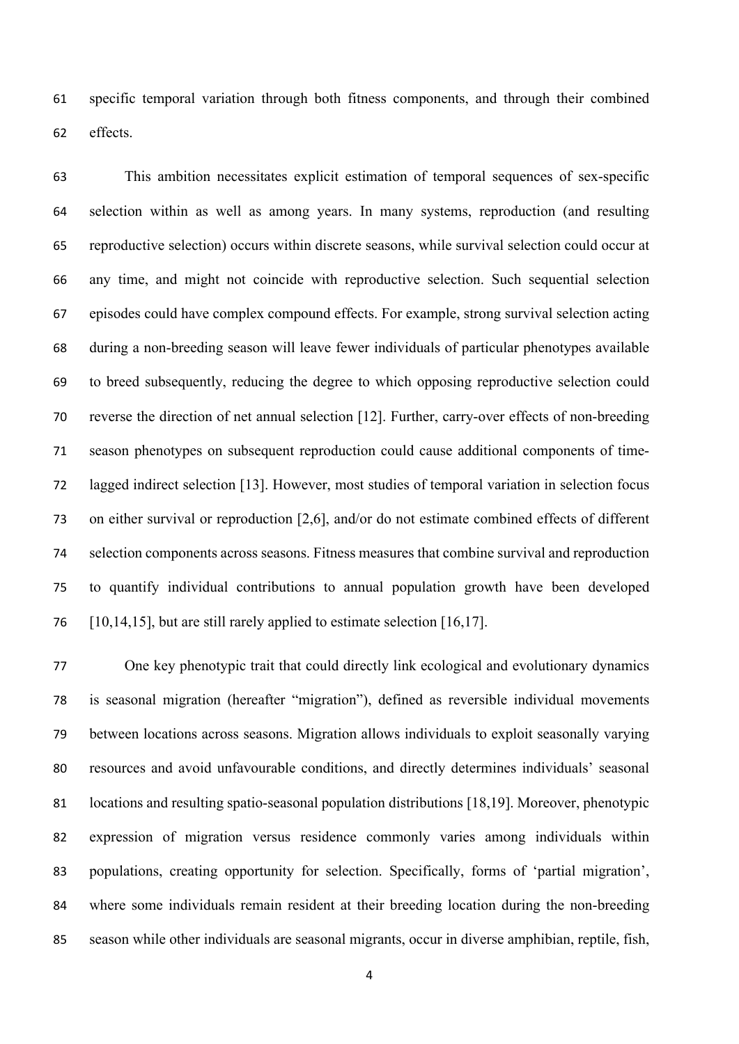specific temporal variation through both fitness components, and through their combined effects.

This ambition necessitates explicit estimation of temporal sequences of sex-specific selection within as well as among years. In many systems, reproduction (and resulting reproductive selection) occurs within discrete seasons, while survival selection could occur at any time, and might not coincide with reproductive selection. Such sequential selection episodes could have complex compound effects. For example, strong survival selection acting during a non-breeding season will leave fewer individuals of particular phenotypes available to breed subsequently, reducing the degree to which opposing reproductive selection could reverse the direction of net annual selection [12]. Further, carry-over effects of non-breeding season phenotypes on subsequent reproduction could cause additional components of time-lagged indirect selection [13]. However, most studies of temporal variation in selection focus on either survival or reproduction [2,6], and/or do not estimate combined effects of different selection components across seasons. Fitness measures that combine survival and reproduction to quantify individual contributions to annual population growth have been developed [10,14,15], but are still rarely applied to estimate selection [16,17].

One key phenotypic trait that could directly link ecological and evolutionary dynamics is seasonal migration (hereafter "migration"), defined as reversible individual movements between locations across seasons. Migration allows individuals to exploit seasonally varying resources and avoid unfavourable conditions, and directly determines individuals' seasonal locations and resulting spatio-seasonal population distributions [18,19]. Moreover, phenotypic expression of migration versus residence commonly varies among individuals within populations, creating opportunity for selection. Specifically, forms of 'partial migration', where some individuals remain resident at their breeding location during the non-breeding season while other individuals are seasonal migrants, occur in diverse amphibian, reptile, fish,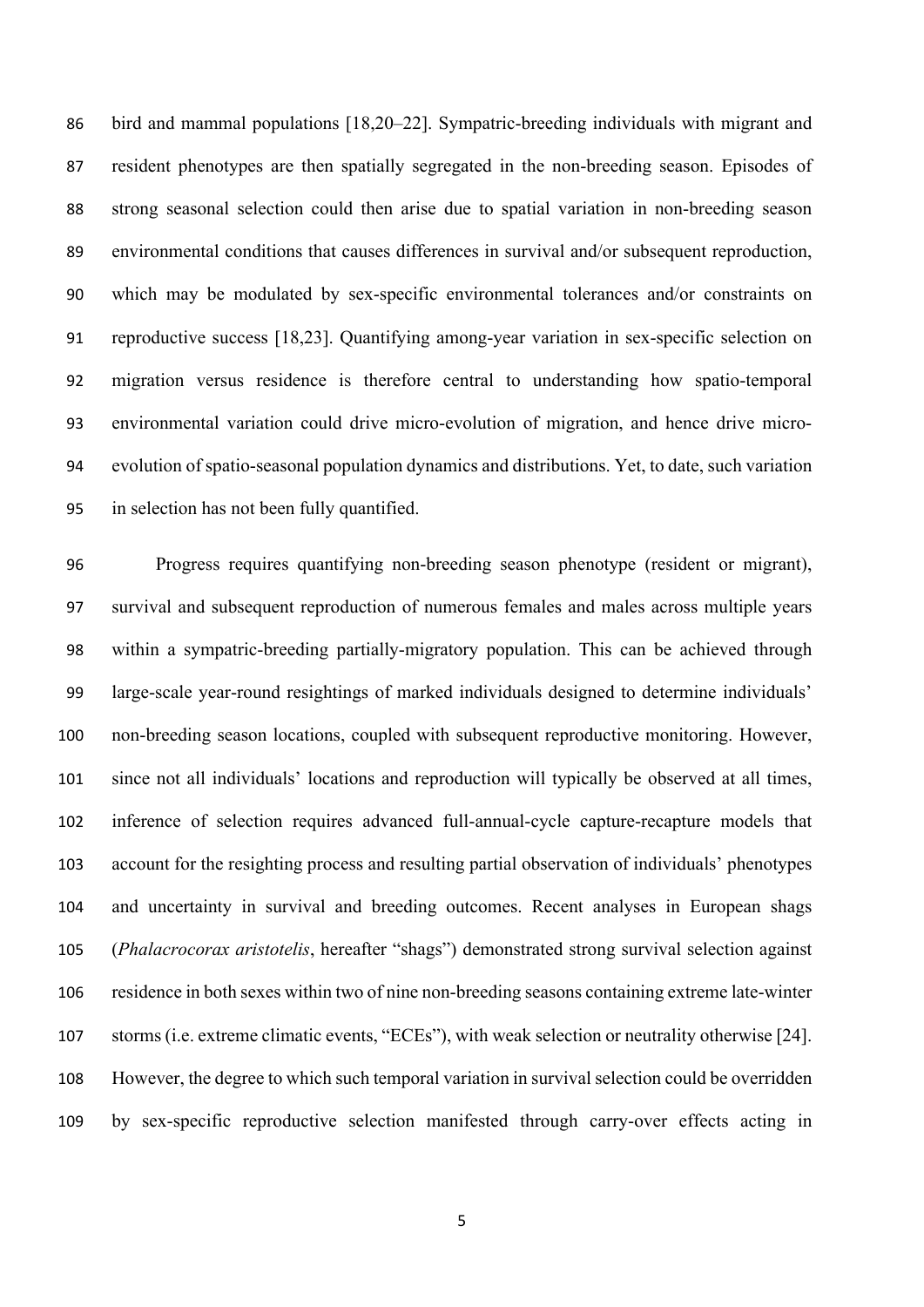bird and mammal populations [18,20–22]. Sympatric-breeding individuals with migrant and resident phenotypes are then spatially segregated in the non-breeding season. Episodes of strong seasonal selection could then arise due to spatial variation in non-breeding season environmental conditions that causes differences in survival and/or subsequent reproduction, which may be modulated by sex-specific environmental tolerances and/or constraints on reproductive success [18,23]. Quantifying among-year variation in sex-specific selection on migration versus residence is therefore central to understanding how spatio-temporal environmental variation could drive micro-evolution of migration, and hence drive micro-evolution of spatio-seasonal population dynamics and distributions. Yet, to date, such variation in selection has not been fully quantified.

Progress requires quantifying non-breeding season phenotype (resident or migrant), survival and subsequent reproduction of numerous females and males across multiple years within a sympatric-breeding partially-migratory population. This can be achieved through large-scale year-round resightings of marked individuals designed to determine individuals' non-breeding season locations, coupled with subsequent reproductive monitoring. However, since not all individuals' locations and reproduction will typically be observed at all times, inference of selection requires advanced full-annual-cycle capture-recapture models that account for the resighting process and resulting partial observation of individuals' phenotypes and uncertainty in survival and breeding outcomes. Recent analyses in European shags (*Phalacrocorax aristotelis*, hereafter "shags") demonstrated strong survival selection against residence in both sexes within two of nine non-breeding seasons containing extreme late-winter storms (i.e. extreme climatic events, "ECEs"), with weak selection or neutrality otherwise [24]. However, the degree to which such temporal variation in survival selection could be overridden by sex-specific reproductive selection manifested through carry-over effects acting in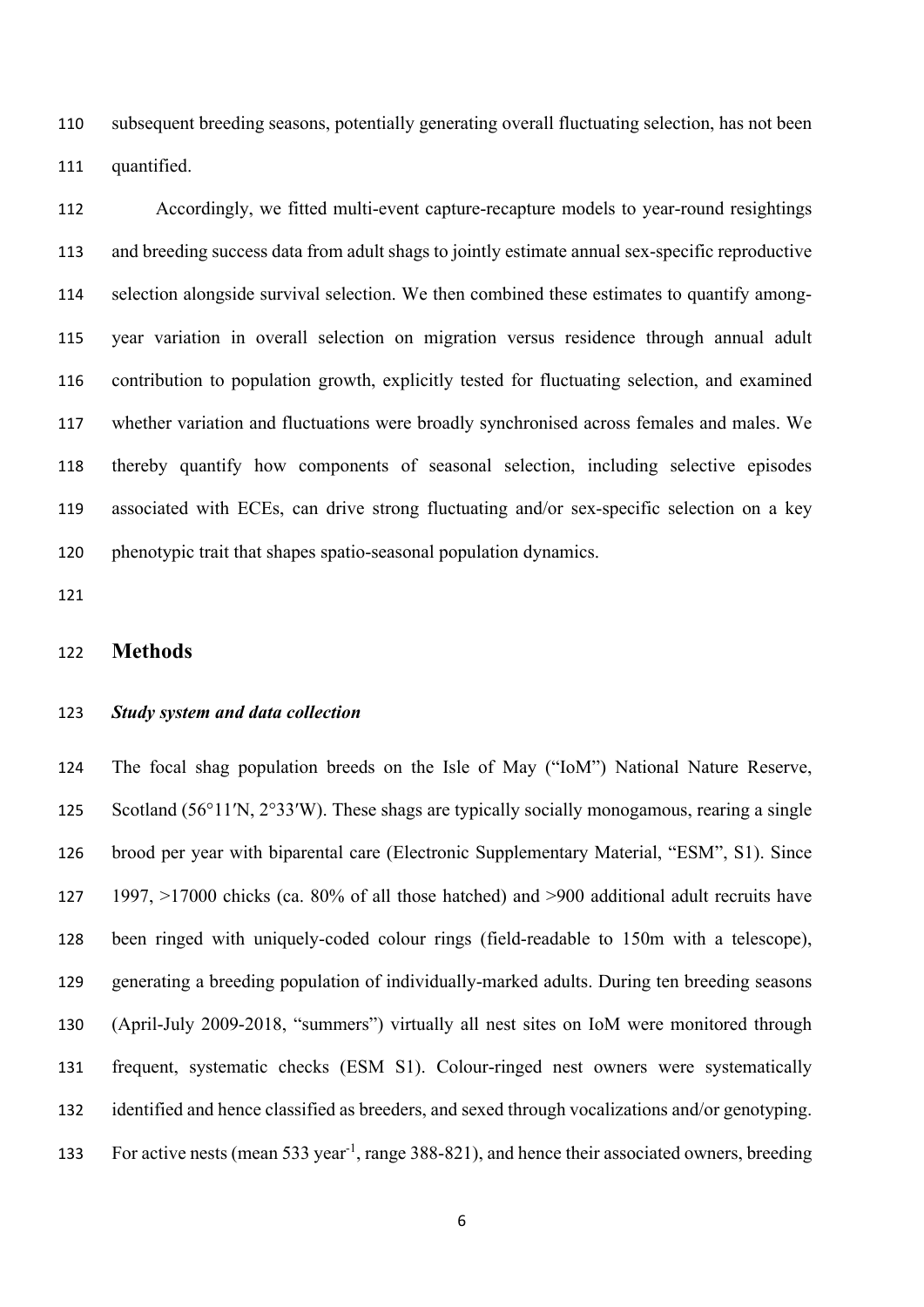subsequent breeding seasons, potentially generating overall fluctuating selection, has not been quantified.

Accordingly, we fitted multi-event capture-recapture models to year-round resightings and breeding success data from adult shags to jointly estimate annual sex-specific reproductive selection alongside survival selection. We then combined these estimates to quantify among-year variation in overall selection on migration versus residence through annual adult contribution to population growth, explicitly tested for fluctuating selection, and examined whether variation and fluctuations were broadly synchronised across females and males. We thereby quantify how components of seasonal selection, including selective episodes associated with ECEs, can drive strong fluctuating and/or sex-specific selection on a key phenotypic trait that shapes spatio-seasonal population dynamics.

## Methods

### *Study system and data collection*

The focal shag population breeds on the Isle of May ("IoM") National Nature Reserve, Scotland (56°11′N, 2°33′W). These shags are typically socially monogamous, rearing a single brood per year with biparental care (Electronic Supplementary Material, "ESM", S1). Since 1997, >17000 chicks (ca. 80% of all those hatched) and >900 additional adult recruits have been ringed with uniquely-coded colour rings (field-readable to 150m with a telescope), generating a breeding population of individually-marked adults. During ten breeding seasons (April-July 2009-2018, "summers") virtually all nest sites on IoM were monitored through frequent, systematic checks (ESM S1). Colour-ringed nest owners were systematically identified and hence classified as breeders, and sexed through vocalizations and/or genotyping. For active nests (mean 533 year$^{-1}$, range 388-821), and hence their associated owners, breeding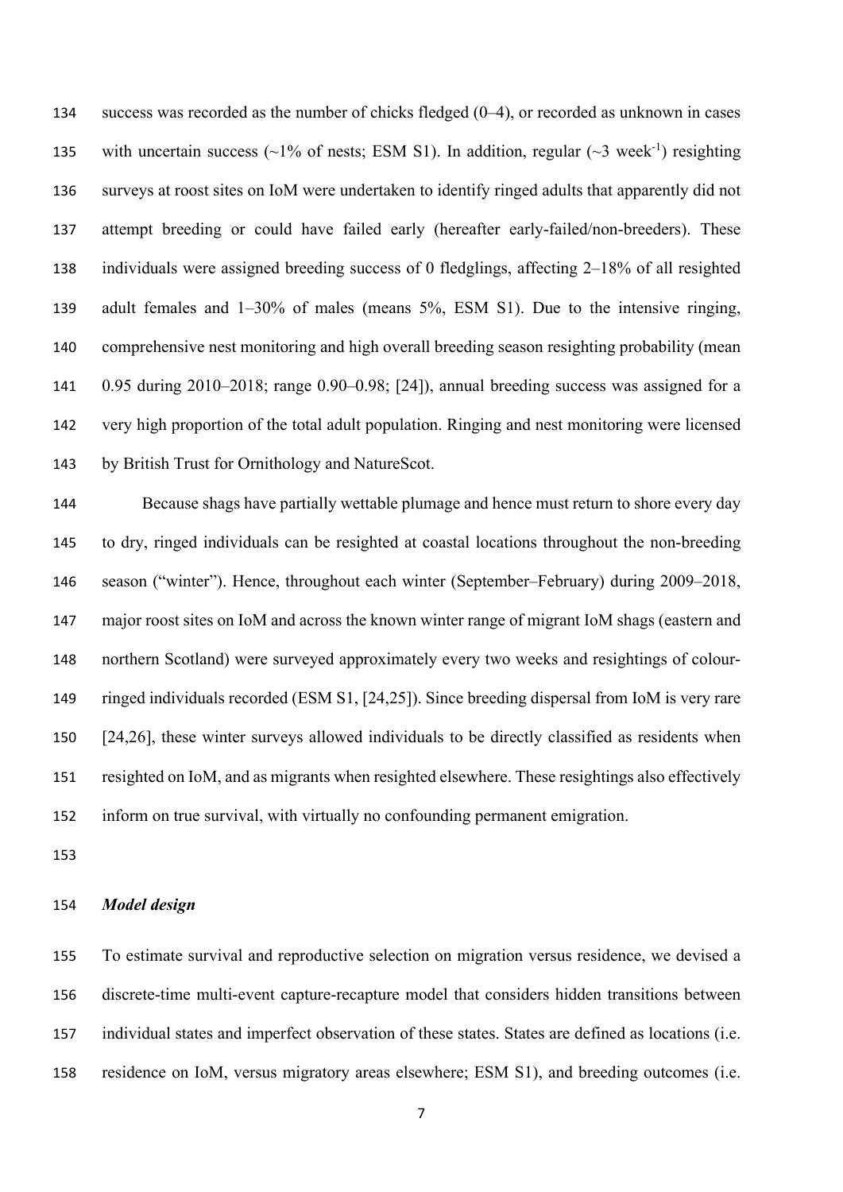success was recorded as the number of chicks fledged (0–4), or recorded as unknown in cases with uncertain success (~1% of nests; ESM S1). In addition, regular (~3 week$^{-1}$) resighting surveys at roost sites on IoM were undertaken to identify ringed adults that apparently did not attempt breeding or could have failed early (hereafter early-failed/non-breeders). These individuals were assigned breeding success of 0 fledglings, affecting 2–18% of all resighted adult females and 1–30% of males (means 5%, ESM S1). Due to the intensive ringing, comprehensive nest monitoring and high overall breeding season resighting probability (mean 0.95 during 2010–2018; range 0.90–0.98; [24]), annual breeding success was assigned for a very high proportion of the total adult population. Ringing and nest monitoring were licensed by British Trust for Ornithology and NatureScot.

Because shags have partially wettable plumage and hence must return to shore every day to dry, ringed individuals can be resighted at coastal locations throughout the non-breeding season ("winter"). Hence, throughout each winter (September–February) during 2009–2018, major roost sites on IoM and across the known winter range of migrant IoM shags (eastern and northern Scotland) were surveyed approximately every two weeks and resightings of colour-ringed individuals recorded (ESM S1, [24,25]). Since breeding dispersal from IoM is very rare [24,26], these winter surveys allowed individuals to be directly classified as residents when resighted on IoM, and as migrants when resighted elsewhere. These resightings also effectively inform on true survival, with virtually no confounding permanent emigration.

### *Model design*

To estimate survival and reproductive selection on migration versus residence, we devised a discrete-time multi-event capture-recapture model that considers hidden transitions between individual states and imperfect observation of these states. States are defined as locations (i.e. residence on IoM, versus migratory areas elsewhere; ESM S1), and breeding outcomes (i.e.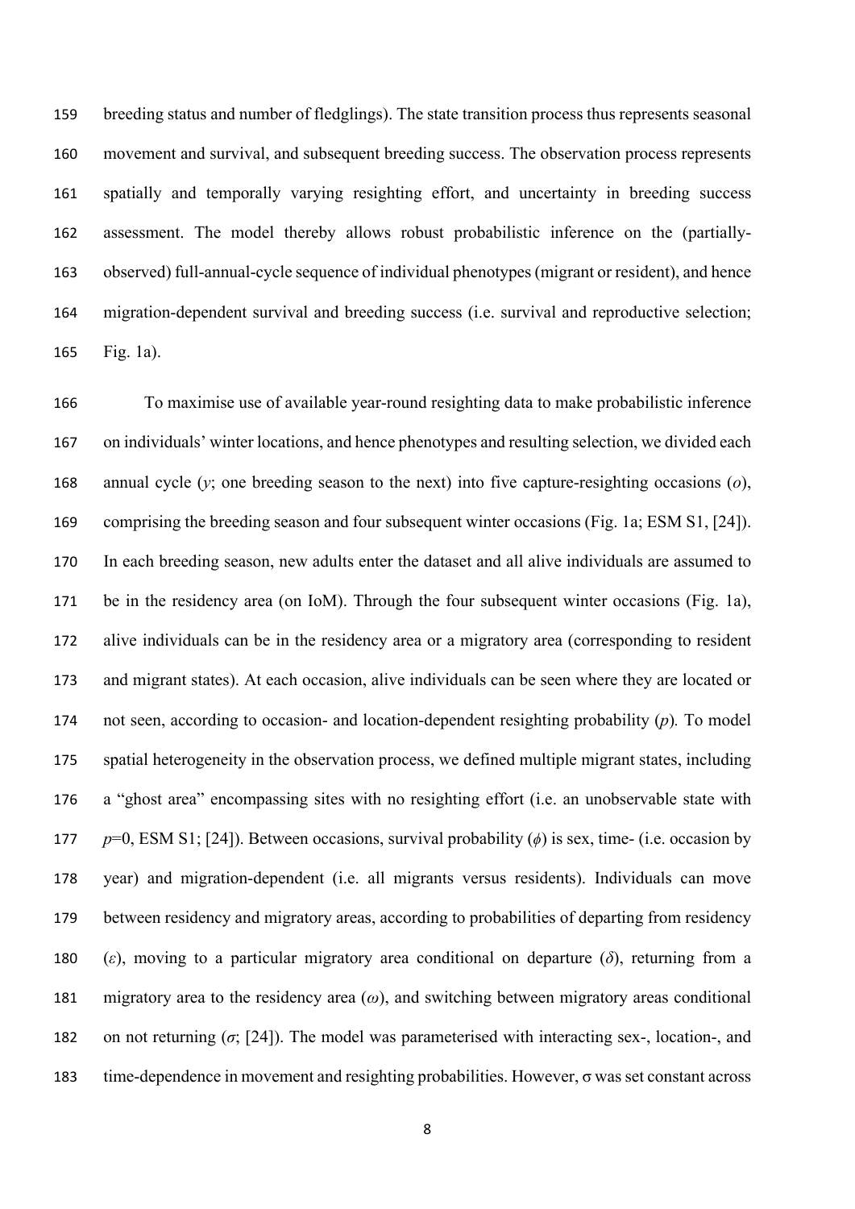breeding status and number of fledglings). The state transition process thus represents seasonal movement and survival, and subsequent breeding success. The observation process represents spatially and temporally varying resighting effort, and uncertainty in breeding success assessment. The model thereby allows robust probabilistic inference on the (partially-observed) full-annual-cycle sequence of individual phenotypes (migrant or resident), and hence migration-dependent survival and breeding success (i.e. survival and reproductive selection; Fig. 1a).

To maximise use of available year-round resighting data to make probabilistic inference on individuals' winter locations, and hence phenotypes and resulting selection, we divided each annual cycle ($y$; one breeding season to the next) into five capture-resighting occasions ($o$), comprising the breeding season and four subsequent winter occasions (Fig. 1a; ESM S1, [24]). In each breeding season, new adults enter the dataset and all alive individuals are assumed to be in the residency area (on IoM). Through the four subsequent winter occasions (Fig. 1a), alive individuals can be in the residency area or a migratory area (corresponding to resident and migrant states). At each occasion, alive individuals can be seen where they are located or not seen, according to occasion- and location-dependent resighting probability ($p$). To model spatial heterogeneity in the observation process, we defined multiple migrant states, including a "ghost area" encompassing sites with no resighting effort (i.e. an unobservable state with $p$=0, ESM S1; [24]). Between occasions, survival probability ($\phi$) is sex, time- (i.e. occasion by year) and migration-dependent (i.e. all migrants versus residents). Individuals can move between residency and migratory areas, according to probabilities of departing from residency ($\varepsilon$), moving to a particular migratory area conditional on departure ($\delta$), returning from a migratory area to the residency area ($\omega$), and switching between migratory areas conditional on not returning ($\sigma$; [24]). The model was parameterised with interacting sex-, location-, and time-dependence in movement and resighting probabilities. However, $\sigma$ was set constant across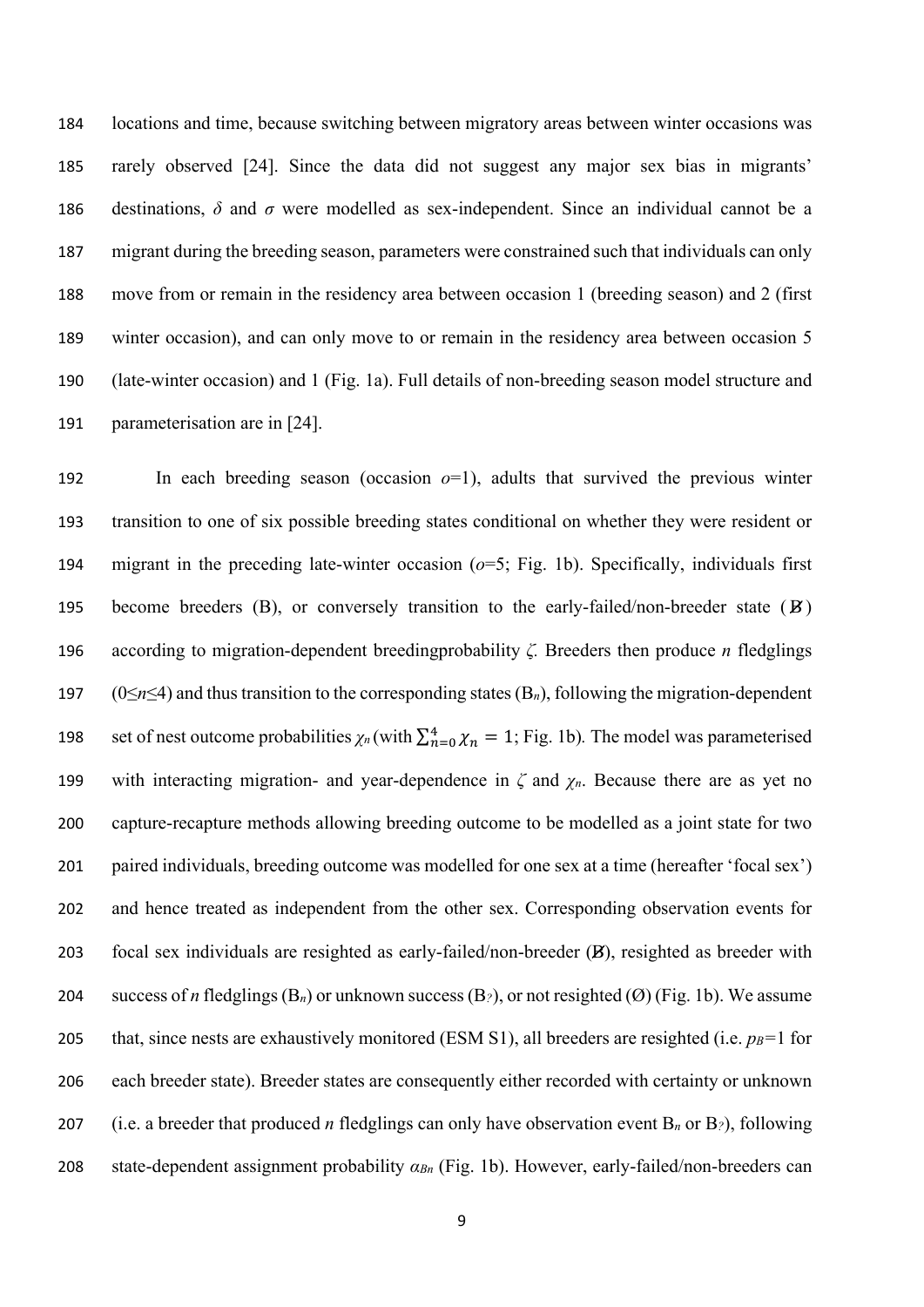locations and time, because switching between migratory areas between winter occasions was rarely observed [24]. Since the data did not suggest any major sex bias in migrants' destinations, $\delta$ and $\sigma$ were modelled as sex-independent. Since an individual cannot be a migrant during the breeding season, parameters were constrained such that individuals can only move from or remain in the residency area between occasion 1 (breeding season) and 2 (first winter occasion), and can only move to or remain in the residency area between occasion 5 (late-winter occasion) and 1 (Fig. 1a). Full details of non-breeding season model structure and parameterisation are in [24].

In each breeding season (occasion $o$=1), adults that survived the previous winter transition to one of six possible breeding states conditional on whether they were resident or migrant in the preceding late-winter occasion ($o$=5; Fig. 1b). Specifically, individuals first become breeders (B), or conversely transition to the early-failed/non-breeder state ($\not{B}$) according to migration-dependent breedingprobability $\zeta$. Breeders then produce $n$ fledglings ($0 \leq n \leq 4$) and thus transition to the corresponding states ($B_n$), following the migration-dependent set of nest outcome probabilities $\chi_n$ (with $\sum_{n=0}^{4} \chi_n = 1$; Fig. 1b). The model was parameterised with interacting migration- and year-dependence in $\zeta$ and $\chi_n$. Because there are as yet no capture-recapture methods allowing breeding outcome to be modelled as a joint state for two paired individuals, breeding outcome was modelled for one sex at a time (hereafter 'focal sex') and hence treated as independent from the other sex. Corresponding observation events for focal sex individuals are resighted as early-failed/non-breeder ($\not{B}$), resighted as breeder with success of $n$ fledglings ($B_n$) or unknown success ($B_?$), or not resighted (Ø) (Fig. 1b). We assume that, since nests are exhaustively monitored (ESM S1), all breeders are resighted (i.e. $p_B$=1 for each breeder state). Breeder states are consequently either recorded with certainty or unknown (i.e. a breeder that produced $n$ fledglings can only have observation event $B_n$ or $B_?$), following state-dependent assignment probability $\alpha_{Bn}$ (Fig. 1b). However, early-failed/non-breeders can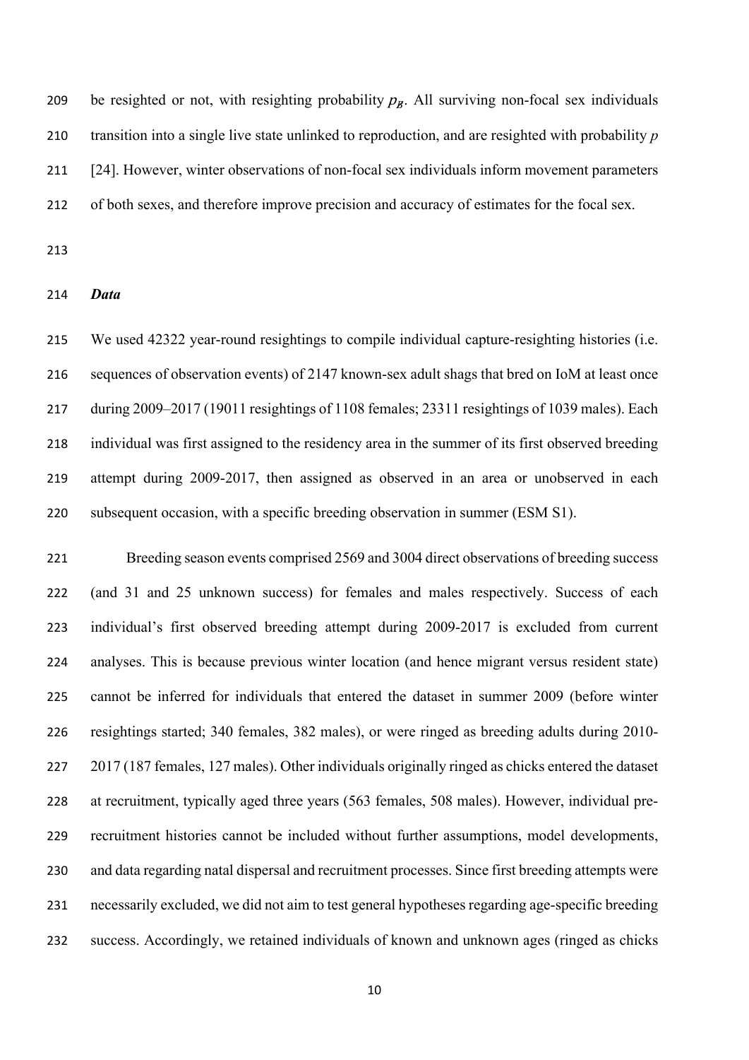be resighted or not, with resighting probability $p_B$. All surviving non-focal sex individuals transition into a single live state unlinked to reproduction, and are resighted with probability $p$ [24]. However, winter observations of non-focal sex individuals inform movement parameters of both sexes, and therefore improve precision and accuracy of estimates for the focal sex.

### *Data*

We used 42322 year-round resightings to compile individual capture-resighting histories (i.e. sequences of observation events) of 2147 known-sex adult shags that bred on IoM at least once during 2009–2017 (19011 resightings of 1108 females; 23311 resightings of 1039 males). Each individual was first assigned to the residency area in the summer of its first observed breeding attempt during 2009-2017, then assigned as observed in an area or unobserved in each subsequent occasion, with a specific breeding observation in summer (ESM S1).

Breeding season events comprised 2569 and 3004 direct observations of breeding success (and 31 and 25 unknown success) for females and males respectively. Success of each individual's first observed breeding attempt during 2009-2017 is excluded from current analyses. This is because previous winter location (and hence migrant versus resident state) cannot be inferred for individuals that entered the dataset in summer 2009 (before winter resightings started; 340 females, 382 males), or were ringed as breeding adults during 2010-2017 (187 females, 127 males). Other individuals originally ringed as chicks entered the dataset at recruitment, typically aged three years (563 females, 508 males). However, individual pre-recruitment histories cannot be included without further assumptions, model developments, and data regarding natal dispersal and recruitment processes. Since first breeding attempts were necessarily excluded, we did not aim to test general hypotheses regarding age-specific breeding success. Accordingly, we retained individuals of known and unknown ages (ringed as chicks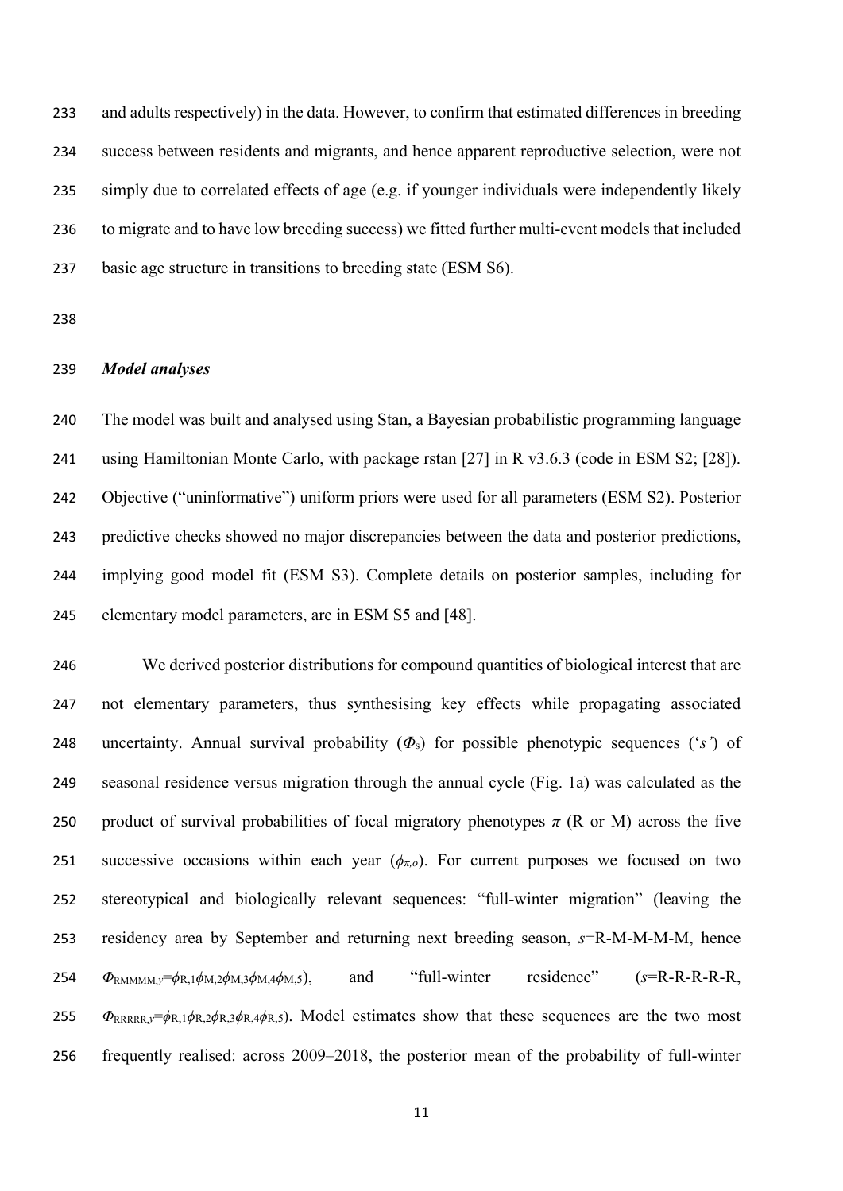and adults respectively) in the data. However, to confirm that estimated differences in breeding success between residents and migrants, and hence apparent reproductive selection, were not simply due to correlated effects of age (e.g. if younger individuals were independently likely to migrate and to have low breeding success) we fitted further multi-event models that included basic age structure in transitions to breeding state (ESM S6).

### *Model analyses*

The model was built and analysed using Stan, a Bayesian probabilistic programming language using Hamiltonian Monte Carlo, with package rstan [27] in R v3.6.3 (code in ESM S2; [28]). Objective ("uninformative") uniform priors were used for all parameters (ESM S2). Posterior predictive checks showed no major discrepancies between the data and posterior predictions, implying good model fit (ESM S3). Complete details on posterior samples, including for elementary model parameters, are in ESM S5 and [48].

We derived posterior distributions for compound quantities of biological interest that are not elementary parameters, thus synthesising key effects while propagating associated uncertainty. Annual survival probability ($\Phi_s$) for possible phenotypic sequences ('*s'*) of seasonal residence versus migration through the annual cycle (Fig. 1a) was calculated as the product of survival probabilities of focal migratory phenotypes $\pi$ (R or M) across the five successive occasions within each year ($\phi_{\pi,o}$). For current purposes we focused on two stereotypical and biologically relevant sequences: "full-winter migration" (leaving the residency area by September and returning next breeding season, $s$=R-M-M-M-M, hence $\Phi_{RMMMM,y}=\phi_{R,1}\phi_{M,2}\phi_{M,3}\phi_{M,4}\phi_{M,5}$), and "full-winter residence" ($s$=R-R-R-R-R, $\Phi_{RRRRR,y}=\phi_{R,1}\phi_{R,2}\phi_{R,3}\phi_{R,4}\phi_{R,5}$). Model estimates show that these sequences are the two most frequently realised: across 2009–2018, the posterior mean of the probability of full-winter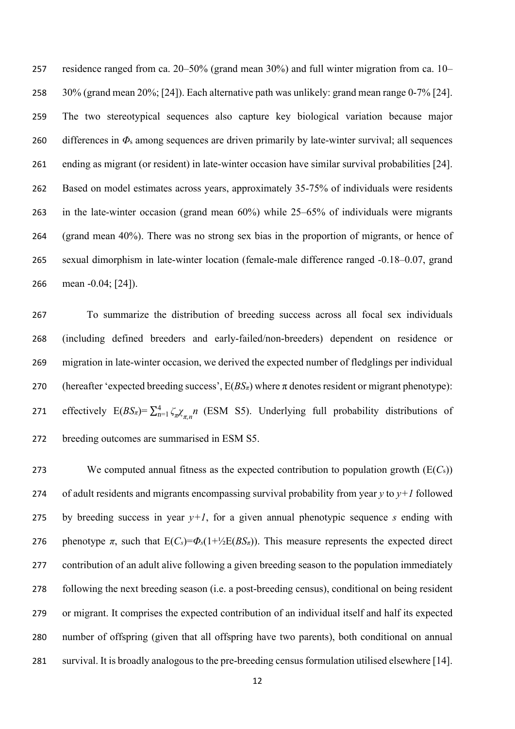residence ranged from ca. 20–50% (grand mean 30%) and full winter migration from ca. 10–30% (grand mean 20%; [24]). Each alternative path was unlikely: grand mean range 0-7% [24]. The two stereotypical sequences also capture key biological variation because major differences in $\Phi_s$ among sequences are driven primarily by late-winter survival; all sequences ending as migrant (or resident) in late-winter occasion have similar survival probabilities [24]. Based on model estimates across years, approximately 35-75% of individuals were residents in the late-winter occasion (grand mean 60%) while 25–65% of individuals were migrants (grand mean 40%). There was no strong sex bias in the proportion of migrants, or hence of sexual dimorphism in late-winter location (female-male difference ranged -0.18–0.07, grand mean -0.04; [24]).

To summarize the distribution of breeding success across all focal sex individuals (including defined breeders and early-failed/non-breeders) dependent on residence or migration in late-winter occasion, we derived the expected number of fledglings per individual (hereafter 'expected breeding success', $E(BS_\pi)$ where $\pi$ denotes resident or migrant phenotype): effectively $E(BS_\pi)=\sum_{n=1}^{4}\zeta_\pi\chi_{\pi,n}n$ (ESM S5). Underlying full probability distributions of breeding outcomes are summarised in ESM S5.

We computed annual fitness as the expected contribution to population growth ($E(C_s)$) of adult residents and migrants encompassing survival probability from year $y$ to $y+1$ followed by breeding success in year $y+1$, for a given annual phenotypic sequence $s$ ending with phenotype $\pi$, such that $E(C_s)=\Phi_s(1+½E(BS_\pi))$. This measure represents the expected direct contribution of an adult alive following a given breeding season to the population immediately following the next breeding season (i.e. a post-breeding census), conditional on being resident or migrant. It comprises the expected contribution of an individual itself and half its expected number of offspring (given that all offspring have two parents), both conditional on annual survival. It is broadly analogous to the pre-breeding census formulation utilised elsewhere [14].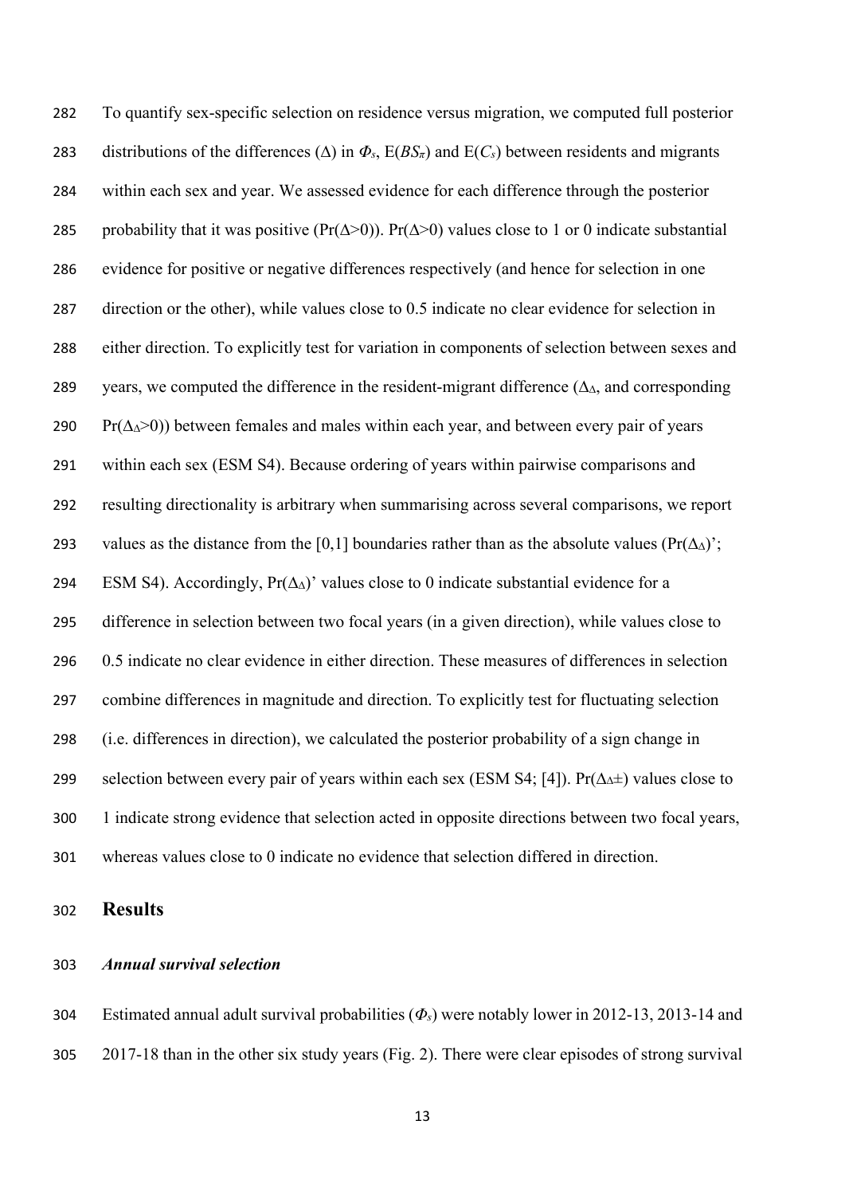To quantify sex-specific selection on residence versus migration, we computed full posterior distributions of the differences ($\Delta$) in $\Phi_s$, E($BS_\pi$) and E($C_s$) between residents and migrants within each sex and year. We assessed evidence for each difference through the posterior probability that it was positive (Pr($\Delta$>0)). Pr($\Delta$>0) values close to 1 or 0 indicate substantial evidence for positive or negative differences respectively (and hence for selection in one direction or the other), while values close to 0.5 indicate no clear evidence for selection in either direction. To explicitly test for variation in components of selection between sexes and years, we computed the difference in the resident-migrant difference ($\Delta_\Delta$, and corresponding Pr($\Delta_\Delta$>0)) between females and males within each year, and between every pair of years within each sex (ESM S4). Because ordering of years within pairwise comparisons and resulting directionality is arbitrary when summarising across several comparisons, we report values as the distance from the [0,1] boundaries rather than as the absolute values (Pr($\Delta_\Delta$)'; ESM S4). Accordingly, Pr($\Delta_\Delta$)' values close to 0 indicate substantial evidence for a difference in selection between two focal years (in a given direction), while values close to 0.5 indicate no clear evidence in either direction. These measures of differences in selection combine differences in magnitude and direction. To explicitly test for fluctuating selection (i.e. differences in direction), we calculated the posterior probability of a sign change in selection between every pair of years within each sex (ESM S4; [4]). Pr($\Delta_\Delta\pm$) values close to 1 indicate strong evidence that selection acted in opposite directions between two focal years, whereas values close to 0 indicate no evidence that selection differed in direction.

## Results

### *Annual survival selection*

Estimated annual adult survival probabilities ($\Phi_s$) were notably lower in 2012-13, 2013-14 and 2017-18 than in the other six study years (Fig. 2). There were clear episodes of strong survival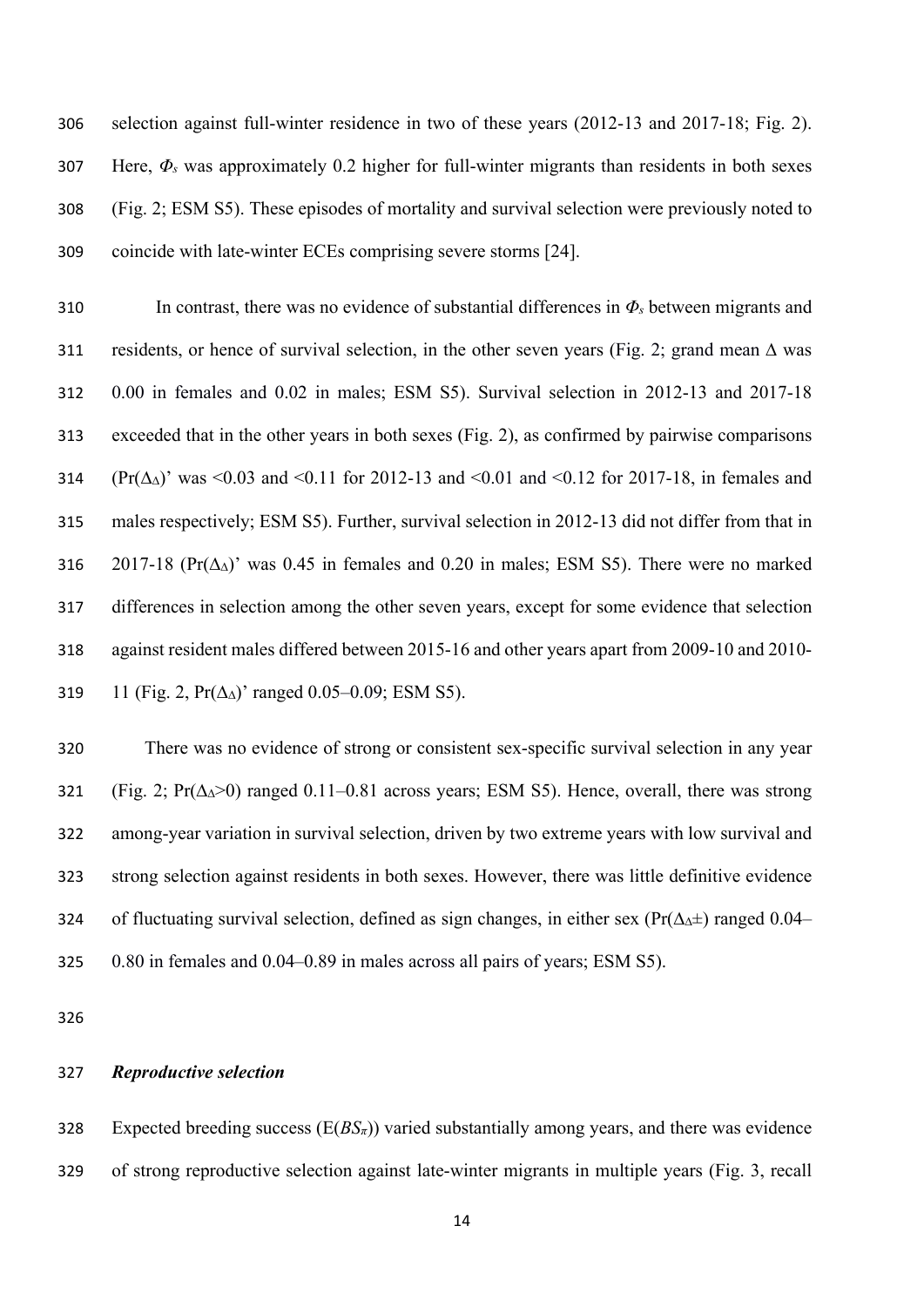selection against full-winter residence in two of these years (2012-13 and 2017-18; Fig. 2). Here, $\Phi_s$ was approximately 0.2 higher for full-winter migrants than residents in both sexes (Fig. 2; ESM S5). These episodes of mortality and survival selection were previously noted to coincide with late-winter ECEs comprising severe storms [24].

In contrast, there was no evidence of substantial differences in $\Phi_s$ between migrants and residents, or hence of survival selection, in the other seven years (Fig. 2; grand mean $\Delta$ was 0.00 in females and 0.02 in males; ESM S5). Survival selection in 2012-13 and 2017-18 exceeded that in the other years in both sexes (Fig. 2), as confirmed by pairwise comparisons ($\Pr(\Delta_\Delta)'$ was <0.03 and <0.11 for 2012-13 and <0.01 and <0.12 for 2017-18, in females and males respectively; ESM S5). Further, survival selection in 2012-13 did not differ from that in 2017-18 ($\Pr(\Delta_\Delta)'$ was 0.45 in females and 0.20 in males; ESM S5). There were no marked differences in selection among the other seven years, except for some evidence that selection against resident males differed between 2015-16 and other years apart from 2009-10 and 2010-11 (Fig. 2, $\Pr(\Delta_\Delta)'$ ranged 0.05–0.09; ESM S5).

There was no evidence of strong or consistent sex-specific survival selection in any year (Fig. 2; $\Pr(\Delta_\Delta>0)$ ranged 0.11–0.81 across years; ESM S5). Hence, overall, there was strong among-year variation in survival selection, driven by two extreme years with low survival and strong selection against residents in both sexes. However, there was little definitive evidence of fluctuating survival selection, defined as sign changes, in either sex ($\Pr(\Delta_\Delta\pm)$ ranged 0.04–0.80 in females and 0.04–0.89 in males across all pairs of years; ESM S5).

### *Reproductive selection*

Expected breeding success ($E(BS_\pi)$) varied substantially among years, and there was evidence of strong reproductive selection against late-winter migrants in multiple years (Fig. 3, recall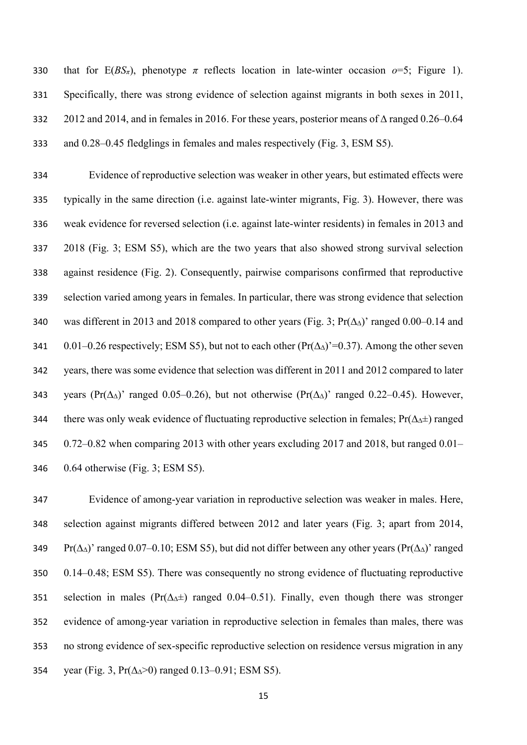that for $E(BS_{\pi})$, phenotype $\pi$ reflects location in late-winter occasion $o$=5; Figure 1). Specifically, there was strong evidence of selection against migrants in both sexes in 2011, 2012 and 2014, and in females in 2016. For these years, posterior means of $\Delta$ ranged 0.26–0.64 and 0.28–0.45 fledglings in females and males respectively (Fig. 3, ESM S5).

Evidence of reproductive selection was weaker in other years, but estimated effects were typically in the same direction (i.e. against late-winter migrants, Fig. 3). However, there was weak evidence for reversed selection (i.e. against late-winter residents) in females in 2013 and 2018 (Fig. 3; ESM S5), which are the two years that also showed strong survival selection against residence (Fig. 2). Consequently, pairwise comparisons confirmed that reproductive selection varied among years in females. In particular, there was strong evidence that selection was different in 2013 and 2018 compared to other years (Fig. 3; $\Pr(\Delta_{\Delta})$' ranged 0.00–0.14 and 0.01–0.26 respectively; ESM S5), but not to each other ($\Pr(\Delta_{\Delta})$'=0.37). Among the other seven years, there was some evidence that selection was different in 2011 and 2012 compared to later years ($\Pr(\Delta_{\Delta})$' ranged 0.05–0.26), but not otherwise ($\Pr(\Delta_{\Delta})$' ranged 0.22–0.45). However, there was only weak evidence of fluctuating reproductive selection in females; $\Pr(\Delta_{\Delta}\pm)$ ranged 0.72–0.82 when comparing 2013 with other years excluding 2017 and 2018, but ranged 0.01–0.64 otherwise (Fig. 3; ESM S5).

Evidence of among-year variation in reproductive selection was weaker in males. Here, selection against migrants differed between 2012 and later years (Fig. 3; apart from 2014, $\Pr(\Delta_{\Delta})$' ranged 0.07–0.10; ESM S5), but did not differ between any other years ($\Pr(\Delta_{\Delta})$' ranged 0.14–0.48; ESM S5). There was consequently no strong evidence of fluctuating reproductive selection in males ($\Pr(\Delta_{\Delta}\pm)$ ranged 0.04–0.51). Finally, even though there was stronger evidence of among-year variation in reproductive selection in females than males, there was no strong evidence of sex-specific reproductive selection on residence versus migration in any year (Fig. 3, $\Pr(\Delta_{\Delta}>0)$ ranged 0.13–0.91; ESM S5).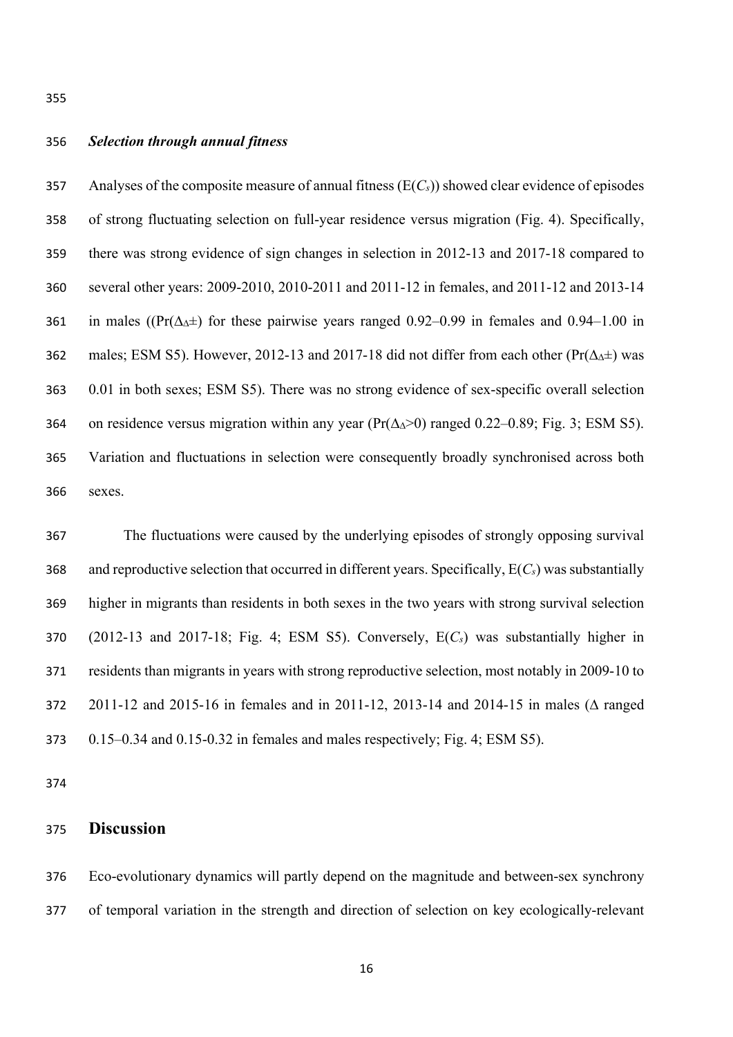### *Selection through annual fitness*

Analyses of the composite measure of annual fitness (E($C_s$)) showed clear evidence of episodes of strong fluctuating selection on full-year residence versus migration (Fig. 4). Specifically, there was strong evidence of sign changes in selection in 2012-13 and 2017-18 compared to several other years: 2009-2010, 2010-2011 and 2011-12 in females, and 2011-12 and 2013-14 in males ((Pr($\Delta_\Delta\pm$) for these pairwise years ranged 0.92–0.99 in females and 0.94–1.00 in males; ESM S5). However, 2012-13 and 2017-18 did not differ from each other (Pr($\Delta_\Delta\pm$) was 0.01 in both sexes; ESM S5). There was no strong evidence of sex-specific overall selection on residence versus migration within any year (Pr($\Delta_\Delta$>0) ranged 0.22–0.89; Fig. 3; ESM S5). Variation and fluctuations in selection were consequently broadly synchronised across both sexes.

The fluctuations were caused by the underlying episodes of strongly opposing survival and reproductive selection that occurred in different years. Specifically, E($C_s$) was substantially higher in migrants than residents in both sexes in the two years with strong survival selection (2012-13 and 2017-18; Fig. 4; ESM S5). Conversely, E($C_s$) was substantially higher in residents than migrants in years with strong reproductive selection, most notably in 2009-10 to 2011-12 and 2015-16 in females and in 2011-12, 2013-14 and 2014-15 in males ($\Delta$ ranged 0.15–0.34 and 0.15-0.32 in females and males respectively; Fig. 4; ESM S5).

## Discussion

Eco-evolutionary dynamics will partly depend on the magnitude and between-sex synchrony of temporal variation in the strength and direction of selection on key ecologically-relevant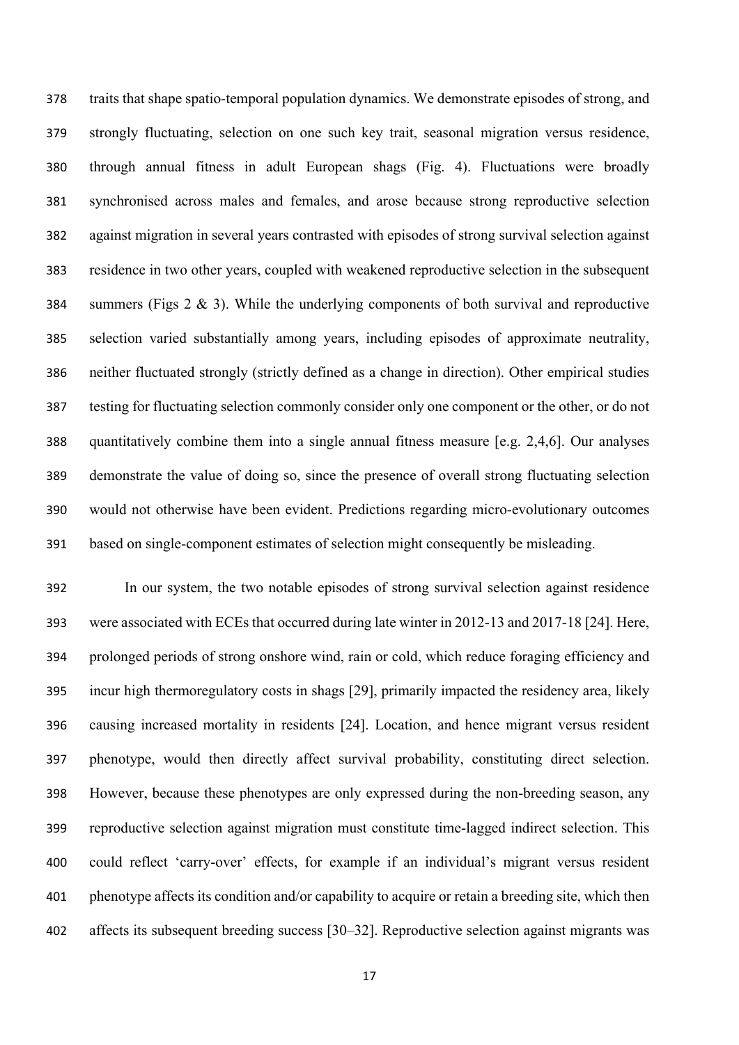traits that shape spatio-temporal population dynamics. We demonstrate episodes of strong, and strongly fluctuating, selection on one such key trait, seasonal migration versus residence, through annual fitness in adult European shags (Fig. 4). Fluctuations were broadly synchronised across males and females, and arose because strong reproductive selection against migration in several years contrasted with episodes of strong survival selection against residence in two other years, coupled with weakened reproductive selection in the subsequent summers (Figs 2 & 3). While the underlying components of both survival and reproductive selection varied substantially among years, including episodes of approximate neutrality, neither fluctuated strongly (strictly defined as a change in direction). Other empirical studies testing for fluctuating selection commonly consider only one component or the other, or do not quantitatively combine them into a single annual fitness measure [e.g. 2,4,6]. Our analyses demonstrate the value of doing so, since the presence of overall strong fluctuating selection would not otherwise have been evident. Predictions regarding micro-evolutionary outcomes based on single-component estimates of selection might consequently be misleading.

In our system, the two notable episodes of strong survival selection against residence were associated with ECEs that occurred during late winter in 2012-13 and 2017-18 [24]. Here, prolonged periods of strong onshore wind, rain or cold, which reduce foraging efficiency and incur high thermoregulatory costs in shags [29], primarily impacted the residency area, likely causing increased mortality in residents [24]. Location, and hence migrant versus resident phenotype, would then directly affect survival probability, constituting direct selection. However, because these phenotypes are only expressed during the non-breeding season, any reproductive selection against migration must constitute time-lagged indirect selection. This could reflect 'carry-over' effects, for example if an individual's migrant versus resident phenotype affects its condition and/or capability to acquire or retain a breeding site, which then affects its subsequent breeding success [30–32]. Reproductive selection against migrants was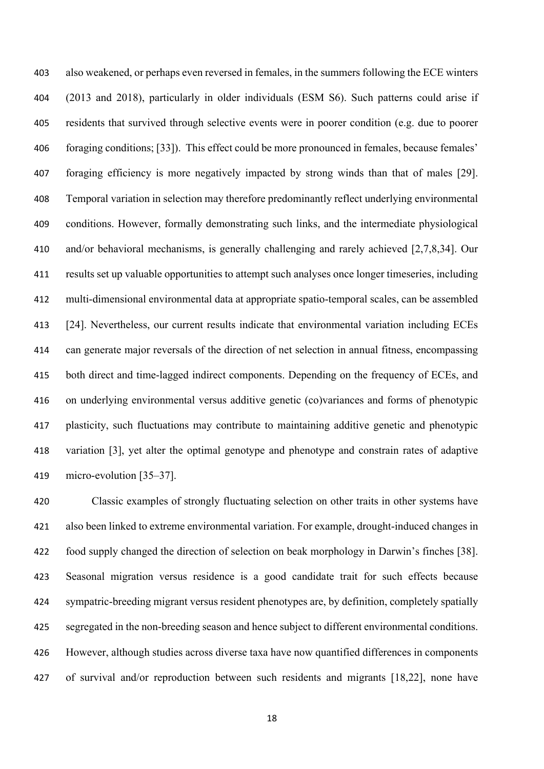also weakened, or perhaps even reversed in females, in the summers following the ECE winters (2013 and 2018), particularly in older individuals (ESM S6). Such patterns could arise if residents that survived through selective events were in poorer condition (e.g. due to poorer foraging conditions; [33]). This effect could be more pronounced in females, because females' foraging efficiency is more negatively impacted by strong winds than that of males [29]. Temporal variation in selection may therefore predominantly reflect underlying environmental conditions. However, formally demonstrating such links, and the intermediate physiological and/or behavioral mechanisms, is generally challenging and rarely achieved [2,7,8,34]. Our results set up valuable opportunities to attempt such analyses once longer timeseries, including multi-dimensional environmental data at appropriate spatio-temporal scales, can be assembled [24]. Nevertheless, our current results indicate that environmental variation including ECEs can generate major reversals of the direction of net selection in annual fitness, encompassing both direct and time-lagged indirect components. Depending on the frequency of ECEs, and on underlying environmental versus additive genetic (co)variances and forms of phenotypic plasticity, such fluctuations may contribute to maintaining additive genetic and phenotypic variation [3], yet alter the optimal genotype and phenotype and constrain rates of adaptive micro-evolution [35–37].

Classic examples of strongly fluctuating selection on other traits in other systems have also been linked to extreme environmental variation. For example, drought-induced changes in food supply changed the direction of selection on beak morphology in Darwin's finches [38]. Seasonal migration versus residence is a good candidate trait for such effects because sympatric-breeding migrant versus resident phenotypes are, by definition, completely spatially segregated in the non-breeding season and hence subject to different environmental conditions. However, although studies across diverse taxa have now quantified differences in components of survival and/or reproduction between such residents and migrants [18,22], none have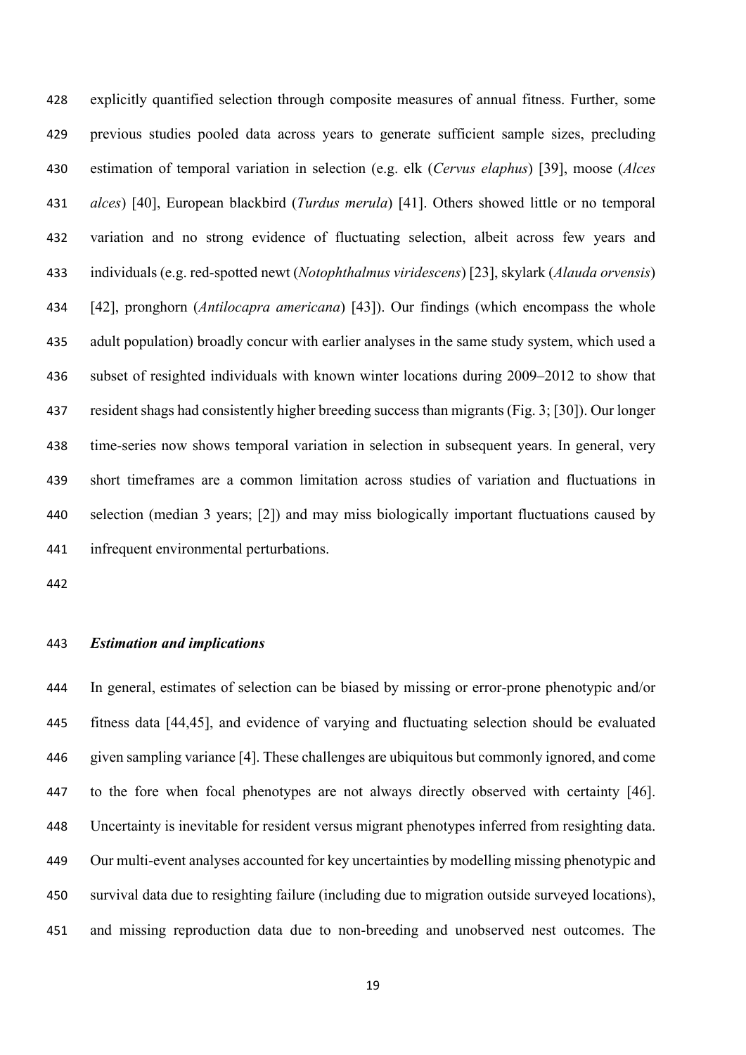explicitly quantified selection through composite measures of annual fitness. Further, some previous studies pooled data across years to generate sufficient sample sizes, precluding estimation of temporal variation in selection (e.g. elk (*Cervus elaphus*) [39], moose (*Alces alces*) [40], European blackbird (*Turdus merula*) [41]. Others showed little or no temporal variation and no strong evidence of fluctuating selection, albeit across few years and individuals (e.g. red-spotted newt (*Notophthalmus viridescens*) [23], skylark (*Alauda orvensis*) [42], pronghorn (*Antilocapra americana*) [43]). Our findings (which encompass the whole adult population) broadly concur with earlier analyses in the same study system, which used a subset of resighted individuals with known winter locations during 2009–2012 to show that resident shags had consistently higher breeding success than migrants (Fig. 3; [30]). Our longer time-series now shows temporal variation in selection in subsequent years. In general, very short timeframes are a common limitation across studies of variation and fluctuations in selection (median 3 years; [2]) and may miss biologically important fluctuations caused by infrequent environmental perturbations.

### *Estimation and implications*

In general, estimates of selection can be biased by missing or error-prone phenotypic and/or fitness data [44,45], and evidence of varying and fluctuating selection should be evaluated given sampling variance [4]. These challenges are ubiquitous but commonly ignored, and come to the fore when focal phenotypes are not always directly observed with certainty [46]. Uncertainty is inevitable for resident versus migrant phenotypes inferred from resighting data. Our multi-event analyses accounted for key uncertainties by modelling missing phenotypic and survival data due to resighting failure (including due to migration outside surveyed locations), and missing reproduction data due to non-breeding and unobserved nest outcomes. The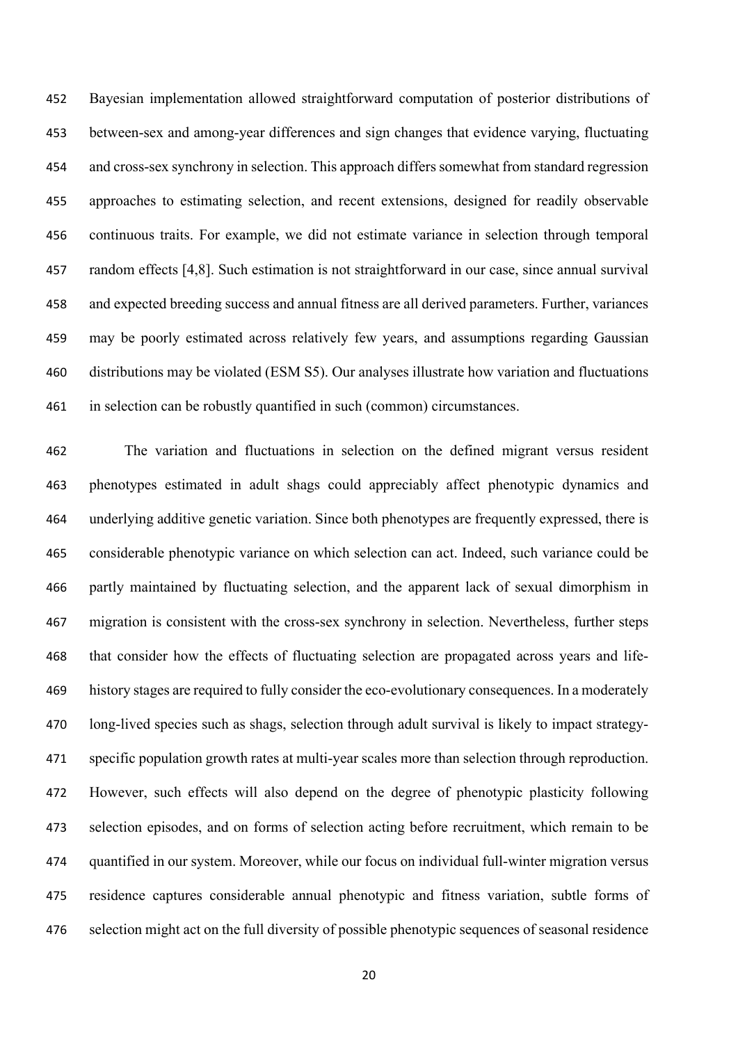Bayesian implementation allowed straightforward computation of posterior distributions of between-sex and among-year differences and sign changes that evidence varying, fluctuating and cross-sex synchrony in selection. This approach differs somewhat from standard regression approaches to estimating selection, and recent extensions, designed for readily observable continuous traits. For example, we did not estimate variance in selection through temporal random effects [4,8]. Such estimation is not straightforward in our case, since annual survival and expected breeding success and annual fitness are all derived parameters. Further, variances may be poorly estimated across relatively few years, and assumptions regarding Gaussian distributions may be violated (ESM S5). Our analyses illustrate how variation and fluctuations in selection can be robustly quantified in such (common) circumstances.

The variation and fluctuations in selection on the defined migrant versus resident phenotypes estimated in adult shags could appreciably affect phenotypic dynamics and underlying additive genetic variation. Since both phenotypes are frequently expressed, there is considerable phenotypic variance on which selection can act. Indeed, such variance could be partly maintained by fluctuating selection, and the apparent lack of sexual dimorphism in migration is consistent with the cross-sex synchrony in selection. Nevertheless, further steps that consider how the effects of fluctuating selection are propagated across years and life-history stages are required to fully consider the eco-evolutionary consequences. In a moderately long-lived species such as shags, selection through adult survival is likely to impact strategy-specific population growth rates at multi-year scales more than selection through reproduction. However, such effects will also depend on the degree of phenotypic plasticity following selection episodes, and on forms of selection acting before recruitment, which remain to be quantified in our system. Moreover, while our focus on individual full-winter migration versus residence captures considerable annual phenotypic and fitness variation, subtle forms of selection might act on the full diversity of possible phenotypic sequences of seasonal residence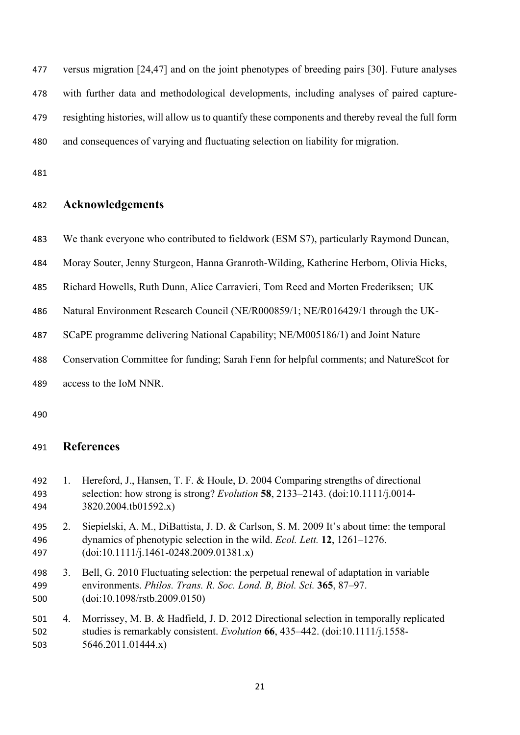versus migration [24,47] and on the joint phenotypes of breeding pairs [30]. Future analyses with further data and methodological developments, including analyses of paired capture-resighting histories, will allow us to quantify these components and thereby reveal the full form and consequences of varying and fluctuating selection on liability for migration.

## Acknowledgements

We thank everyone who contributed to fieldwork (ESM S7), particularly Raymond Duncan, Moray Souter, Jenny Sturgeon, Hanna Granroth-Wilding, Katherine Herborn, Olivia Hicks, Richard Howells, Ruth Dunn, Alice Carravieri, Tom Reed and Morten Frederiksen; UK Natural Environment Research Council (NE/R000859/1; NE/R016429/1 through the UK-SCaPE programme delivering National Capability; NE/M005186/1) and Joint Nature Conservation Committee for funding; Sarah Fenn for helpful comments; and NatureScot for access to the IoM NNR.

## References

1. Hereford, J., Hansen, T. F. & Houle, D. 2004 Comparing strengths of directional selection: how strong is strong? *Evolution* **58**, 2133–2143. (doi:10.1111/j.0014-3820.2004.tb01592.x)
2. Siepielski, A. M., DiBattista, J. D. & Carlson, S. M. 2009 It's about time: the temporal dynamics of phenotypic selection in the wild. *Ecol. Lett.* **12**, 1261–1276. (doi:10.1111/j.1461-0248.2009.01381.x)
3. Bell, G. 2010 Fluctuating selection: the perpetual renewal of adaptation in variable environments. *Philos. Trans. R. Soc. Lond. B, Biol. Sci.* **365**, 87–97. (doi:10.1098/rstb.2009.0150)
4. Morrissey, M. B. & Hadfield, J. D. 2012 Directional selection in temporally replicated studies is remarkably consistent. *Evolution* **66**, 435–442. (doi:10.1111/j.1558-5646.2011.01444.x)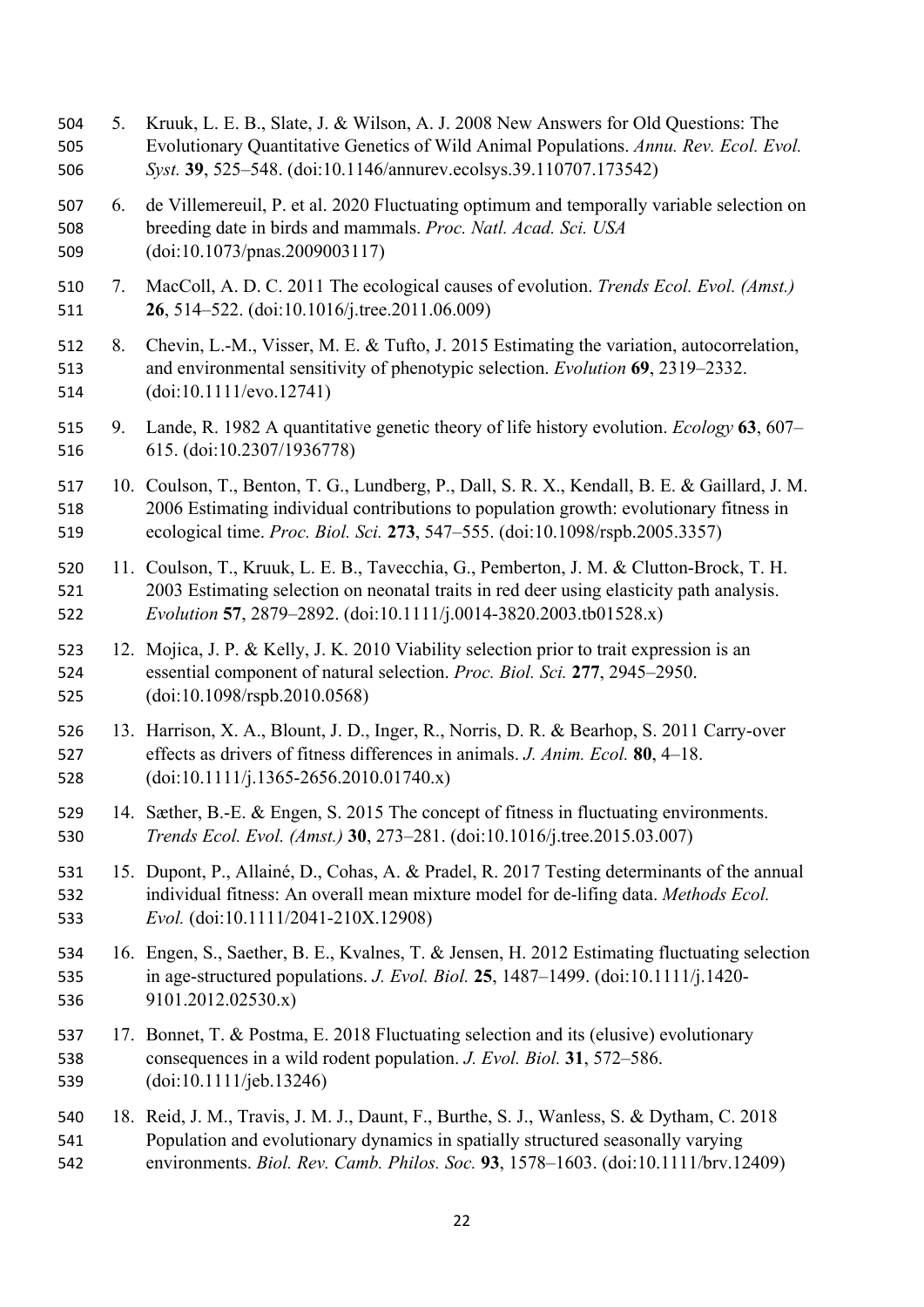5. Kruuk, L. E. B., Slate, J. & Wilson, A. J. 2008 New Answers for Old Questions: The Evolutionary Quantitative Genetics of Wild Animal Populations. *Annu. Rev. Ecol. Evol. Syst.* **39**, 525–548. (doi:10.1146/annurev.ecolsys.39.110707.173542)

6. de Villemereuil, P. et al. 2020 Fluctuating optimum and temporally variable selection on breeding date in birds and mammals. *Proc. Natl. Acad. Sci. USA* (doi:10.1073/pnas.2009003117)

7. MacColl, A. D. C. 2011 The ecological causes of evolution. *Trends Ecol. Evol. (Amst.)* **26**, 514–522. (doi:10.1016/j.tree.2011.06.009)

8. Chevin, L.-M., Visser, M. E. & Tufto, J. 2015 Estimating the variation, autocorrelation, and environmental sensitivity of phenotypic selection. *Evolution* **69**, 2319–2332. (doi:10.1111/evo.12741)

9. Lande, R. 1982 A quantitative genetic theory of life history evolution. *Ecology* **63**, 607–615. (doi:10.2307/1936778)

10. Coulson, T., Benton, T. G., Lundberg, P., Dall, S. R. X., Kendall, B. E. & Gaillard, J. M. 2006 Estimating individual contributions to population growth: evolutionary fitness in ecological time. *Proc. Biol. Sci.* **273**, 547–555. (doi:10.1098/rspb.2005.3357)

11. Coulson, T., Kruuk, L. E. B., Tavecchia, G., Pemberton, J. M. & Clutton-Brock, T. H. 2003 Estimating selection on neonatal traits in red deer using elasticity path analysis. *Evolution* **57**, 2879–2892. (doi:10.1111/j.0014-3820.2003.tb01528.x)

12. Mojica, J. P. & Kelly, J. K. 2010 Viability selection prior to trait expression is an essential component of natural selection. *Proc. Biol. Sci.* **277**, 2945–2950. (doi:10.1098/rspb.2010.0568)

13. Harrison, X. A., Blount, J. D., Inger, R., Norris, D. R. & Bearhop, S. 2011 Carry-over effects as drivers of fitness differences in animals. *J. Anim. Ecol.* **80**, 4–18. (doi:10.1111/j.1365-2656.2010.01740.x)

14. Sæther, B.-E. & Engen, S. 2015 The concept of fitness in fluctuating environments. *Trends Ecol. Evol. (Amst.)* **30**, 273–281. (doi:10.1016/j.tree.2015.03.007)

15. Dupont, P., Allainé, D., Cohas, A. & Pradel, R. 2017 Testing determinants of the annual individual fitness: An overall mean mixture model for de-lifing data. *Methods Ecol. Evol.* (doi:10.1111/2041-210X.12908)

16. Engen, S., Saether, B. E., Kvalnes, T. & Jensen, H. 2012 Estimating fluctuating selection in age-structured populations. *J. Evol. Biol.* **25**, 1487–1499. (doi:10.1111/j.1420-9101.2012.02530.x)

17. Bonnet, T. & Postma, E. 2018 Fluctuating selection and its (elusive) evolutionary consequences in a wild rodent population. *J. Evol. Biol.* **31**, 572–586. (doi:10.1111/jeb.13246)

18. Reid, J. M., Travis, J. M. J., Daunt, F., Burthe, S. J., Wanless, S. & Dytham, C. 2018 Population and evolutionary dynamics in spatially structured seasonally varying environments. *Biol. Rev. Camb. Philos. Soc.* **93**, 1578–1603. (doi:10.1111/brv.12409)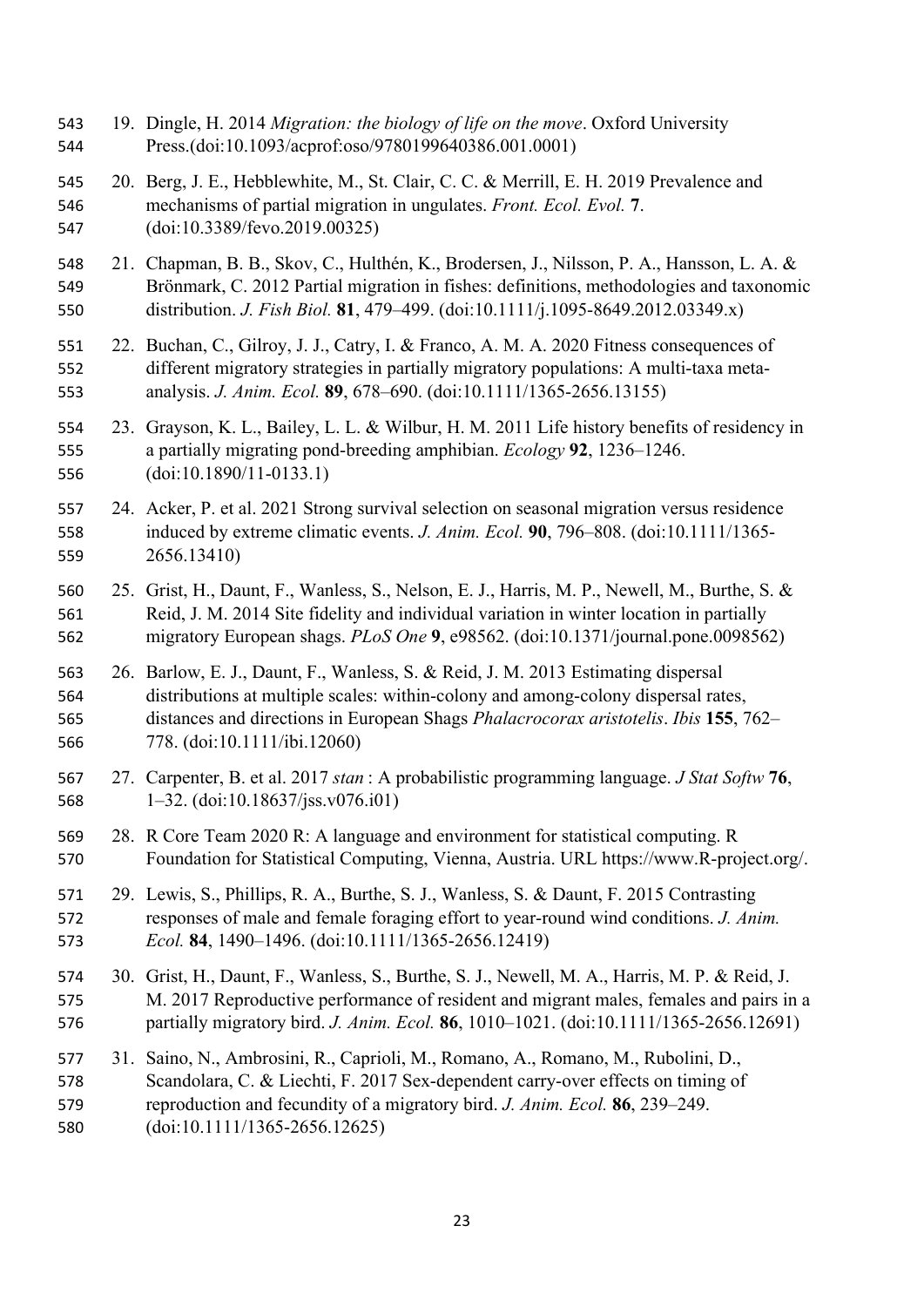19. Dingle, H. 2014 *Migration: the biology of life on the move*. Oxford University Press.(doi:10.1093/acprof:oso/9780199640386.001.0001)

20. Berg, J. E., Hebblewhite, M., St. Clair, C. C. & Merrill, E. H. 2019 Prevalence and mechanisms of partial migration in ungulates. *Front. Ecol. Evol.* **7**. (doi:10.3389/fevo.2019.00325)

21. Chapman, B. B., Skov, C., Hulthén, K., Brodersen, J., Nilsson, P. A., Hansson, L. A. & Brönmark, C. 2012 Partial migration in fishes: definitions, methodologies and taxonomic distribution. *J. Fish Biol.* **81**, 479–499. (doi:10.1111/j.1095-8649.2012.03349.x)

22. Buchan, C., Gilroy, J. J., Catry, I. & Franco, A. M. A. 2020 Fitness consequences of different migratory strategies in partially migratory populations: A multi-taxa meta-analysis. *J. Anim. Ecol.* **89**, 678–690. (doi:10.1111/1365-2656.13155)

23. Grayson, K. L., Bailey, L. L. & Wilbur, H. M. 2011 Life history benefits of residency in a partially migrating pond-breeding amphibian. *Ecology* **92**, 1236–1246. (doi:10.1890/11-0133.1)

24. Acker, P. et al. 2021 Strong survival selection on seasonal migration versus residence induced by extreme climatic events. *J. Anim. Ecol.* **90**, 796–808. (doi:10.1111/1365-2656.13410)

25. Grist, H., Daunt, F., Wanless, S., Nelson, E. J., Harris, M. P., Newell, M., Burthe, S. & Reid, J. M. 2014 Site fidelity and individual variation in winter location in partially migratory European shags. *PLoS One* **9**, e98562. (doi:10.1371/journal.pone.0098562)

26. Barlow, E. J., Daunt, F., Wanless, S. & Reid, J. M. 2013 Estimating dispersal distributions at multiple scales: within-colony and among-colony dispersal rates, distances and directions in European Shags *Phalacrocorax aristotelis*. *Ibis* **155**, 762–778. (doi:10.1111/ibi.12060)

27. Carpenter, B. et al. 2017 *stan* : A probabilistic programming language. *J Stat Softw* **76**, 1–32. (doi:10.18637/jss.v076.i01)

28. R Core Team 2020 R: A language and environment for statistical computing. R Foundation for Statistical Computing, Vienna, Austria. URL https://www.R-project.org/.

29. Lewis, S., Phillips, R. A., Burthe, S. J., Wanless, S. & Daunt, F. 2015 Contrasting responses of male and female foraging effort to year-round wind conditions. *J. Anim. Ecol.* **84**, 1490–1496. (doi:10.1111/1365-2656.12419)

30. Grist, H., Daunt, F., Wanless, S., Burthe, S. J., Newell, M. A., Harris, M. P. & Reid, J. M. 2017 Reproductive performance of resident and migrant males, females and pairs in a partially migratory bird. *J. Anim. Ecol.* **86**, 1010–1021. (doi:10.1111/1365-2656.12691)

31. Saino, N., Ambrosini, R., Caprioli, M., Romano, A., Romano, M., Rubolini, D., Scandolara, C. & Liechti, F. 2017 Sex-dependent carry-over effects on timing of reproduction and fecundity of a migratory bird. *J. Anim. Ecol.* **86**, 239–249. (doi:10.1111/1365-2656.12625)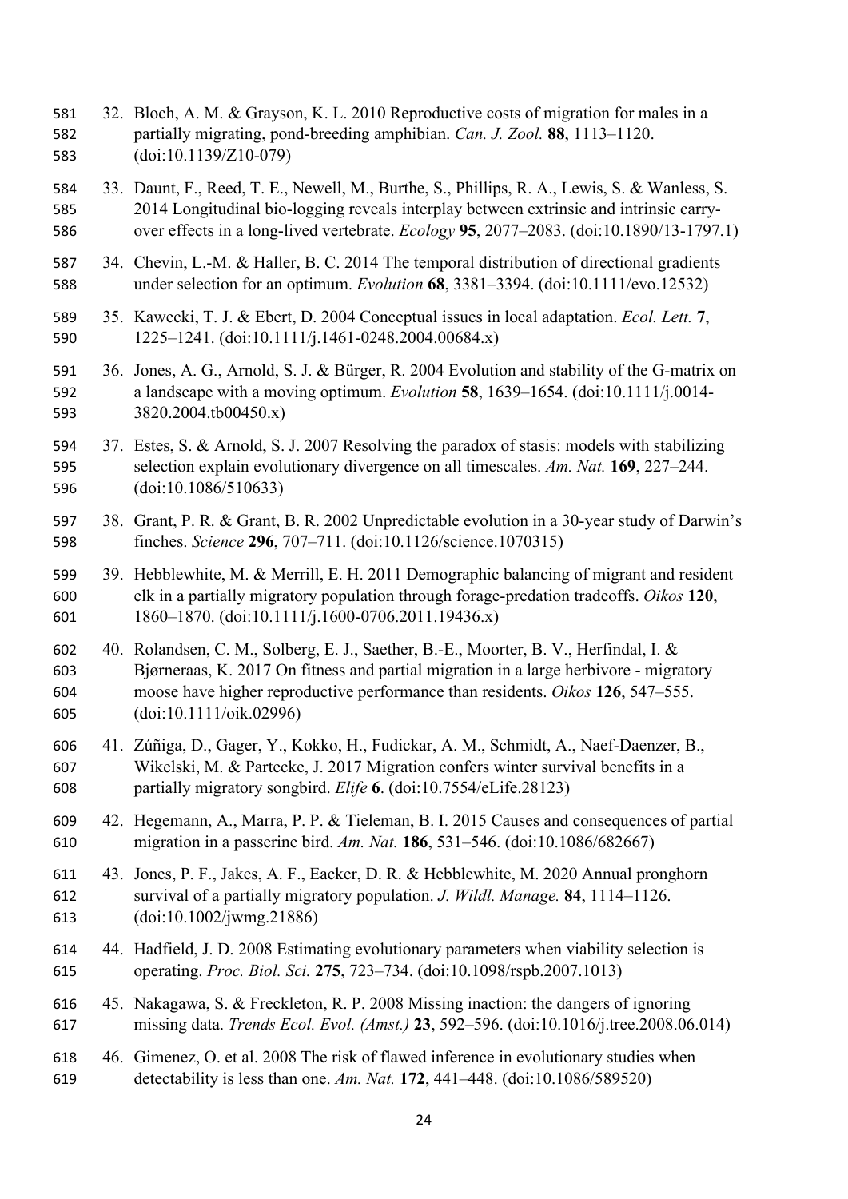32. Bloch, A. M. & Grayson, K. L. 2010 Reproductive costs of migration for males in a partially migrating, pond-breeding amphibian. *Can. J. Zool.* **88**, 1113–1120. (doi:10.1139/Z10-079)

33. Daunt, F., Reed, T. E., Newell, M., Burthe, S., Phillips, R. A., Lewis, S. & Wanless, S. 2014 Longitudinal bio-logging reveals interplay between extrinsic and intrinsic carry-over effects in a long-lived vertebrate. *Ecology* **95**, 2077–2083. (doi:10.1890/13-1797.1)

34. Chevin, L.-M. & Haller, B. C. 2014 The temporal distribution of directional gradients under selection for an optimum. *Evolution* **68**, 3381–3394. (doi:10.1111/evo.12532)

35. Kawecki, T. J. & Ebert, D. 2004 Conceptual issues in local adaptation. *Ecol. Lett.* **7**, 1225–1241. (doi:10.1111/j.1461-0248.2004.00684.x)

36. Jones, A. G., Arnold, S. J. & Bürger, R. 2004 Evolution and stability of the G-matrix on a landscape with a moving optimum. *Evolution* **58**, 1639–1654. (doi:10.1111/j.0014-3820.2004.tb00450.x)

37. Estes, S. & Arnold, S. J. 2007 Resolving the paradox of stasis: models with stabilizing selection explain evolutionary divergence on all timescales. *Am. Nat.* **169**, 227–244. (doi:10.1086/510633)

38. Grant, P. R. & Grant, B. R. 2002 Unpredictable evolution in a 30-year study of Darwin's finches. *Science* **296**, 707–711. (doi:10.1126/science.1070315)

39. Hebblewhite, M. & Merrill, E. H. 2011 Demographic balancing of migrant and resident elk in a partially migratory population through forage-predation tradeoffs. *Oikos* **120**, 1860–1870. (doi:10.1111/j.1600-0706.2011.19436.x)

40. Rolandsen, C. M., Solberg, E. J., Saether, B.-E., Moorter, B. V., Herfindal, I. & Bjørneraas, K. 2017 On fitness and partial migration in a large herbivore - migratory moose have higher reproductive performance than residents. *Oikos* **126**, 547–555. (doi:10.1111/oik.02996)

41. Zúñiga, D., Gager, Y., Kokko, H., Fudickar, A. M., Schmidt, A., Naef-Daenzer, B., Wikelski, M. & Partecke, J. 2017 Migration confers winter survival benefits in a partially migratory songbird. *Elife* **6**. (doi:10.7554/eLife.28123)

42. Hegemann, A., Marra, P. P. & Tieleman, B. I. 2015 Causes and consequences of partial migration in a passerine bird. *Am. Nat.* **186**, 531–546. (doi:10.1086/682667)

43. Jones, P. F., Jakes, A. F., Eacker, D. R. & Hebblewhite, M. 2020 Annual pronghorn survival of a partially migratory population. *J. Wildl. Manage.* **84**, 1114–1126. (doi:10.1002/jwmg.21886)

44. Hadfield, J. D. 2008 Estimating evolutionary parameters when viability selection is operating. *Proc. Biol. Sci.* **275**, 723–734. (doi:10.1098/rspb.2007.1013)

45. Nakagawa, S. & Freckleton, R. P. 2008 Missing inaction: the dangers of ignoring missing data. *Trends Ecol. Evol. (Amst.)* **23**, 592–596. (doi:10.1016/j.tree.2008.06.014)

46. Gimenez, O. et al. 2008 The risk of flawed inference in evolutionary studies when detectability is less than one. *Am. Nat.* **172**, 441–448. (doi:10.1086/589520)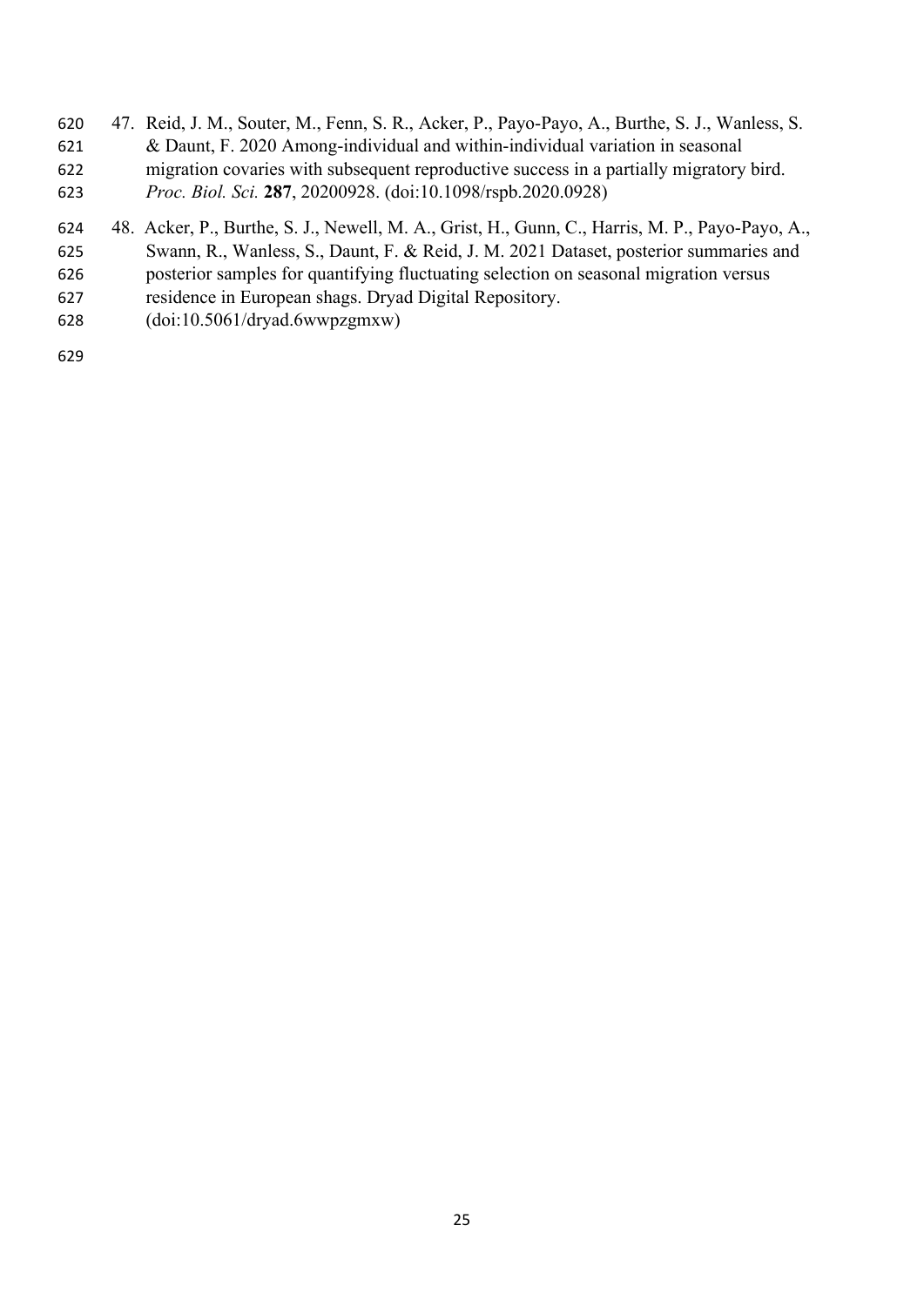47. Reid, J. M., Souter, M., Fenn, S. R., Acker, P., Payo-Payo, A., Burthe, S. J., Wanless, S. & Daunt, F. 2020 Among-individual and within-individual variation in seasonal migration covaries with subsequent reproductive success in a partially migratory bird. *Proc. Biol. Sci.* **287**, 20200928. (doi:10.1098/rspb.2020.0928)

48. Acker, P., Burthe, S. J., Newell, M. A., Grist, H., Gunn, C., Harris, M. P., Payo-Payo, A., Swann, R., Wanless, S., Daunt, F. & Reid, J. M. 2021 Dataset, posterior summaries and posterior samples for quantifying fluctuating selection on seasonal migration versus residence in European shags. Dryad Digital Repository. (doi:10.5061/dryad.6wwpzgmxw)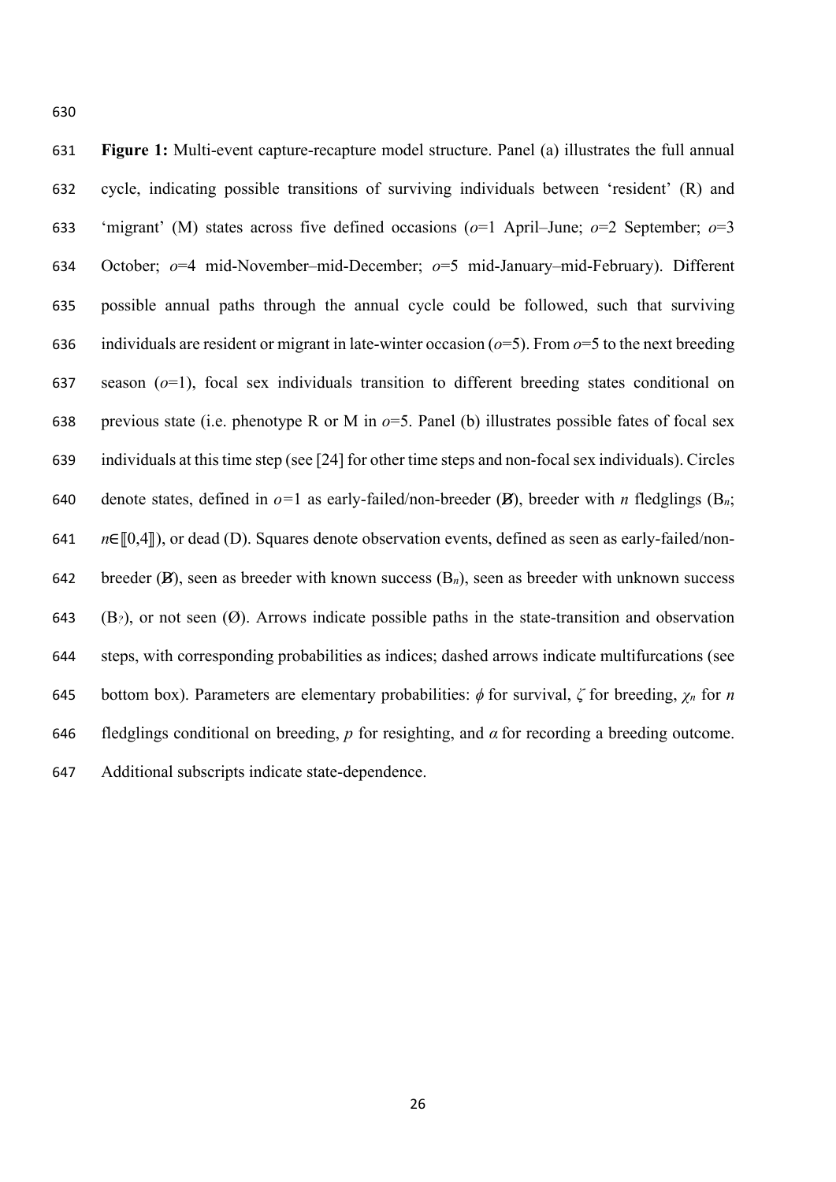**Figure 1:** Multi-event capture-recapture model structure. Panel (a) illustrates the full annual cycle, indicating possible transitions of surviving individuals between 'resident' (R) and 'migrant' (M) states across five defined occasions (*o*=1 April–June; *o*=2 September; *o*=3 October; *o*=4 mid-November–mid-December; *o*=5 mid-January–mid-February). Different possible annual paths through the annual cycle could be followed, such that surviving individuals are resident or migrant in late-winter occasion (*o*=5). From *o*=5 to the next breeding season (*o*=1), focal sex individuals transition to different breeding states conditional on previous state (i.e. phenotype R or M in *o*=5. Panel (b) illustrates possible fates of focal sex individuals at this time step (see [24] for other time steps and non-focal sex individuals). Circles denote states, defined in *o*=1 as early-failed/non-breeder (B̸), breeder with *n* fledglings ($B_n$; $n \in [\![0,4]\!]$), or dead (D). Squares denote observation events, defined as seen as early-failed/non-breeder (B̸), seen as breeder with known success ($B_n$), seen as breeder with unknown success ($B_?$), or not seen (Ø). Arrows indicate possible paths in the state-transition and observation steps, with corresponding probabilities as indices; dashed arrows indicate multifurcations (see bottom box). Parameters are elementary probabilities: $\phi$ for survival, $\zeta$ for breeding, $\chi_n$ for *n* fledglings conditional on breeding, *p* for resighting, and $\alpha$ for recording a breeding outcome. Additional subscripts indicate state-dependence.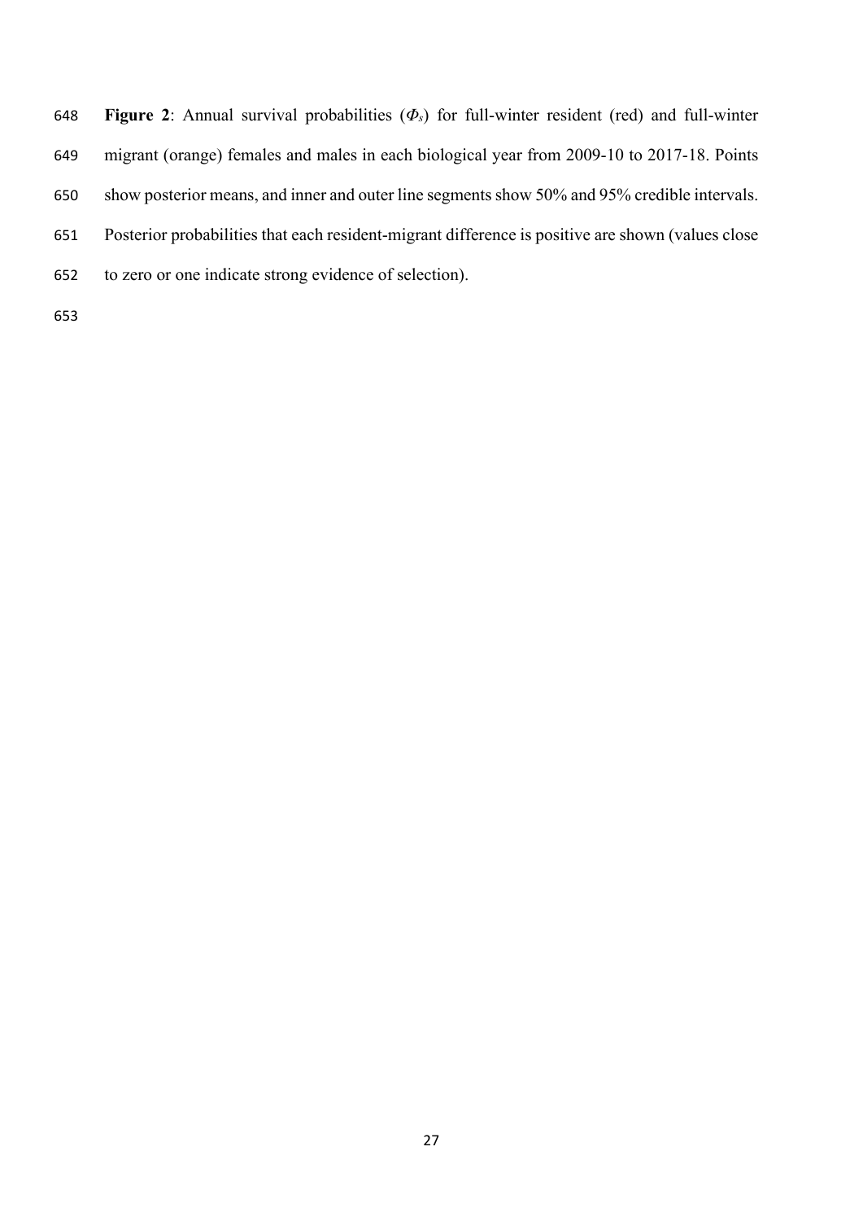**Figure 2**: Annual survival probabilities ($\Phi_s$) for full-winter resident (red) and full-winter migrant (orange) females and males in each biological year from 2009-10 to 2017-18. Points show posterior means, and inner and outer line segments show 50% and 95% credible intervals. Posterior probabilities that each resident-migrant difference is positive are shown (values close to zero or one indicate strong evidence of selection).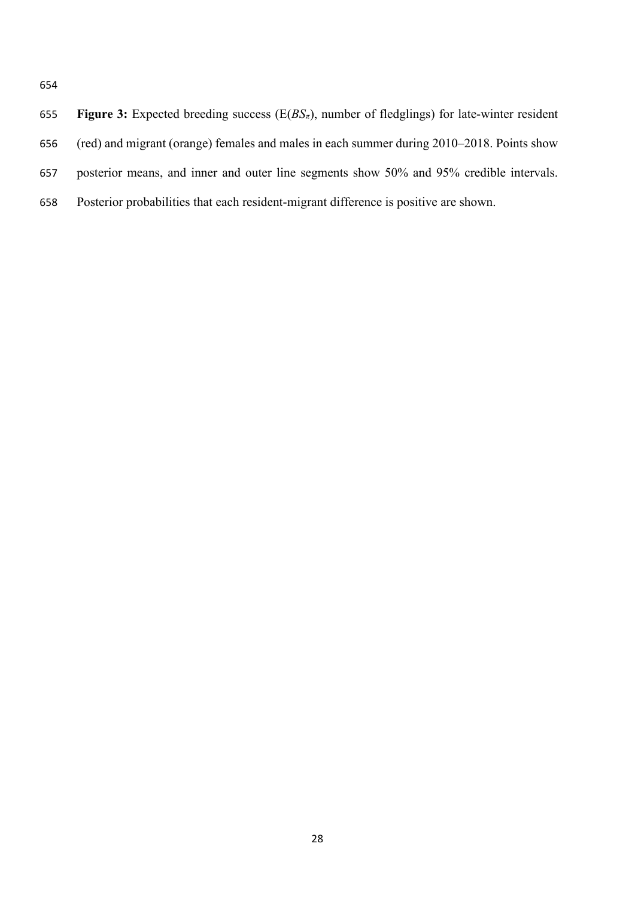**Figure 3:** Expected breeding success (E($BS_\pi$), number of fledglings) for late-winter resident (red) and migrant (orange) females and males in each summer during 2010–2018. Points show posterior means, and inner and outer line segments show 50% and 95% credible intervals. Posterior probabilities that each resident-migrant difference is positive are shown.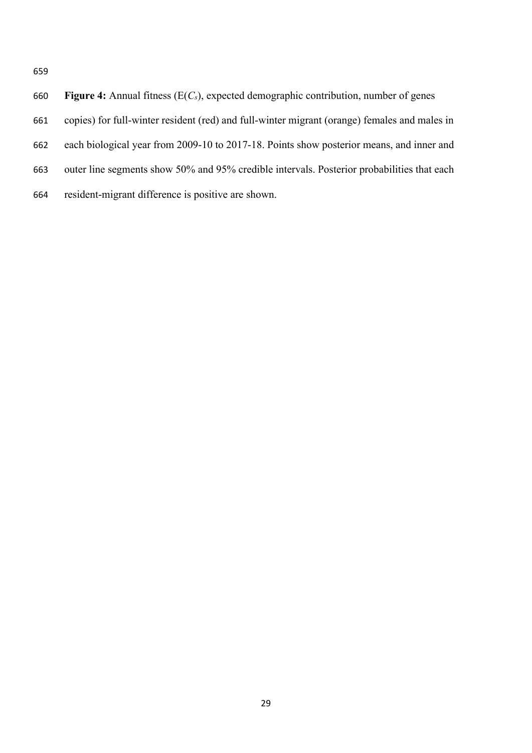**Figure 4:** Annual fitness (E($C_s$), expected demographic contribution, number of genes copies) for full-winter resident (red) and full-winter migrant (orange) females and males in each biological year from 2009-10 to 2017-18. Points show posterior means, and inner and outer line segments show 50% and 95% credible intervals. Posterior probabilities that each resident-migrant difference is positive are shown.